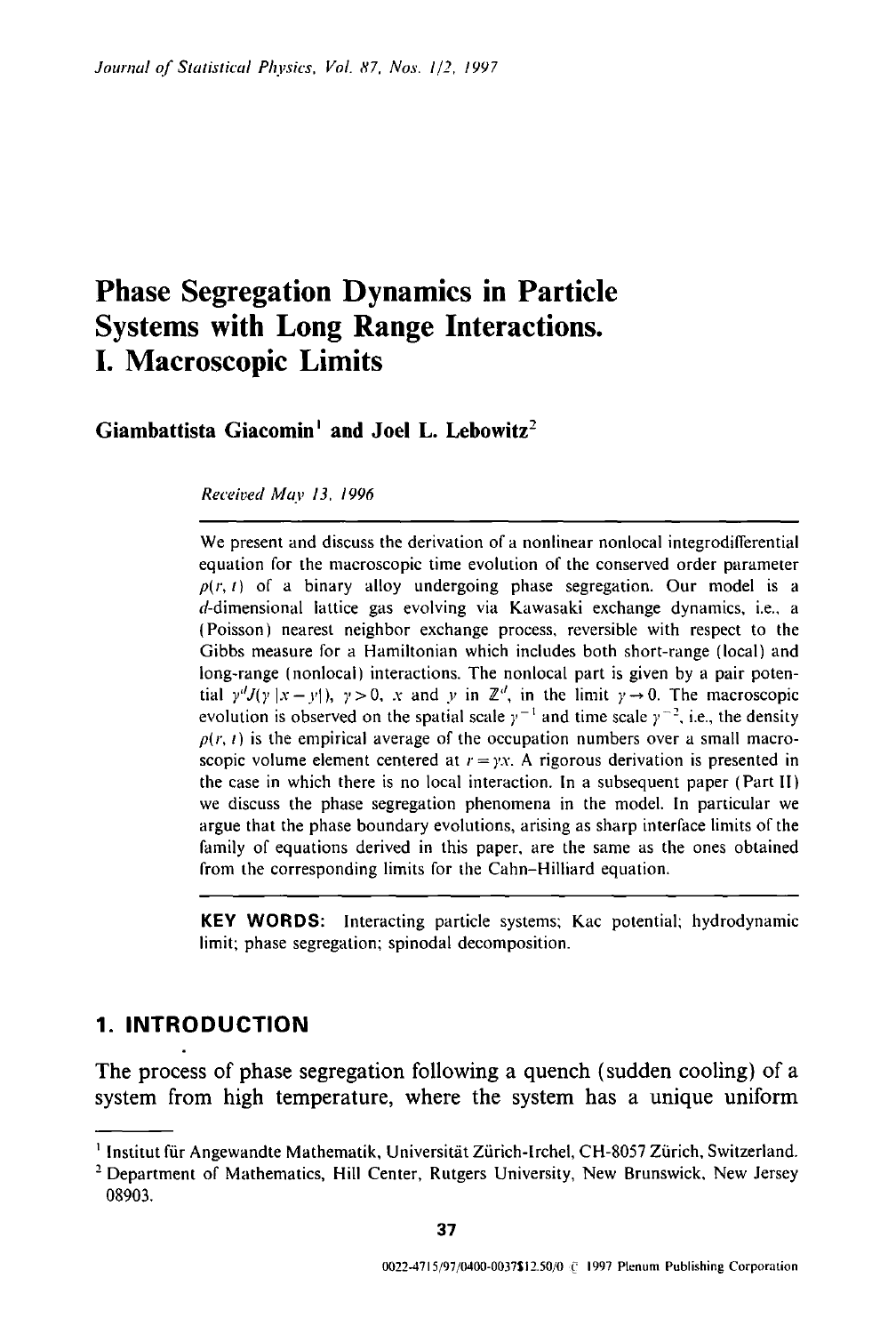# Phase Segregation Dynamics in Particle Systems with Long Range Interactions. I. Macroscopic Limits

**Giambattista Giacomin**[1] **and Joel L. Lebowitz**[2]

*Received May 13, 1996*

---

We present and discuss the derivation of a nonlinear nonlocal integrodifferential equation for the macroscopic time evolution of the conserved order parameter $\rho(r, t)$ of a binary alloy undergoing phase segregation. Our model is a $d$-dimensional lattice gas evolving via Kawasaki exchange dynamics, i.e., a (Poisson) nearest neighbor exchange process, reversible with respect to the Gibbs measure for a Hamiltonian which includes both short-range (local) and long-range (nonlocal) interactions. The nonlocal part is given by a pair potential $\gamma^d J(\gamma |x - y|)$, $\gamma > 0$, $x$ and $y$ in $\mathbb{Z}^d$, in the limit $\gamma \to 0$. The macroscopic evolution is observed on the spatial scale $\gamma^{-1}$ and time scale $\gamma^{-2}$, i.e., the density $\rho(r, t)$ is the empirical average of the occupation numbers over a small macroscopic volume element centered at $r = \gamma x$. A rigorous derivation is presented in the case in which there is no local interaction. In a subsequent paper (Part II) we discuss the phase segregation phenomena in the model. In particular we argue that the phase boundary evolutions, arising as sharp interface limits of the family of equations derived in this paper, are the same as the ones obtained from the corresponding limits for the Cahn–Hilliard equation.

---

**KEY WORDS:** Interacting particle systems; Kac potential; hydrodynamic limit; phase segregation; spinodal decomposition.

## 1. INTRODUCTION

The process of phase segregation following a quench (sudden cooling) of a system from high temperature, where the system has a unique uniform

---

[1] Institut für Angewandte Mathematik, Universität Zürich-Irchel, CH-8057 Zürich, Switzerland.

[2] Department of Mathematics, Hill Center, Rutgers University, New Brunswick, New Jersey 08903.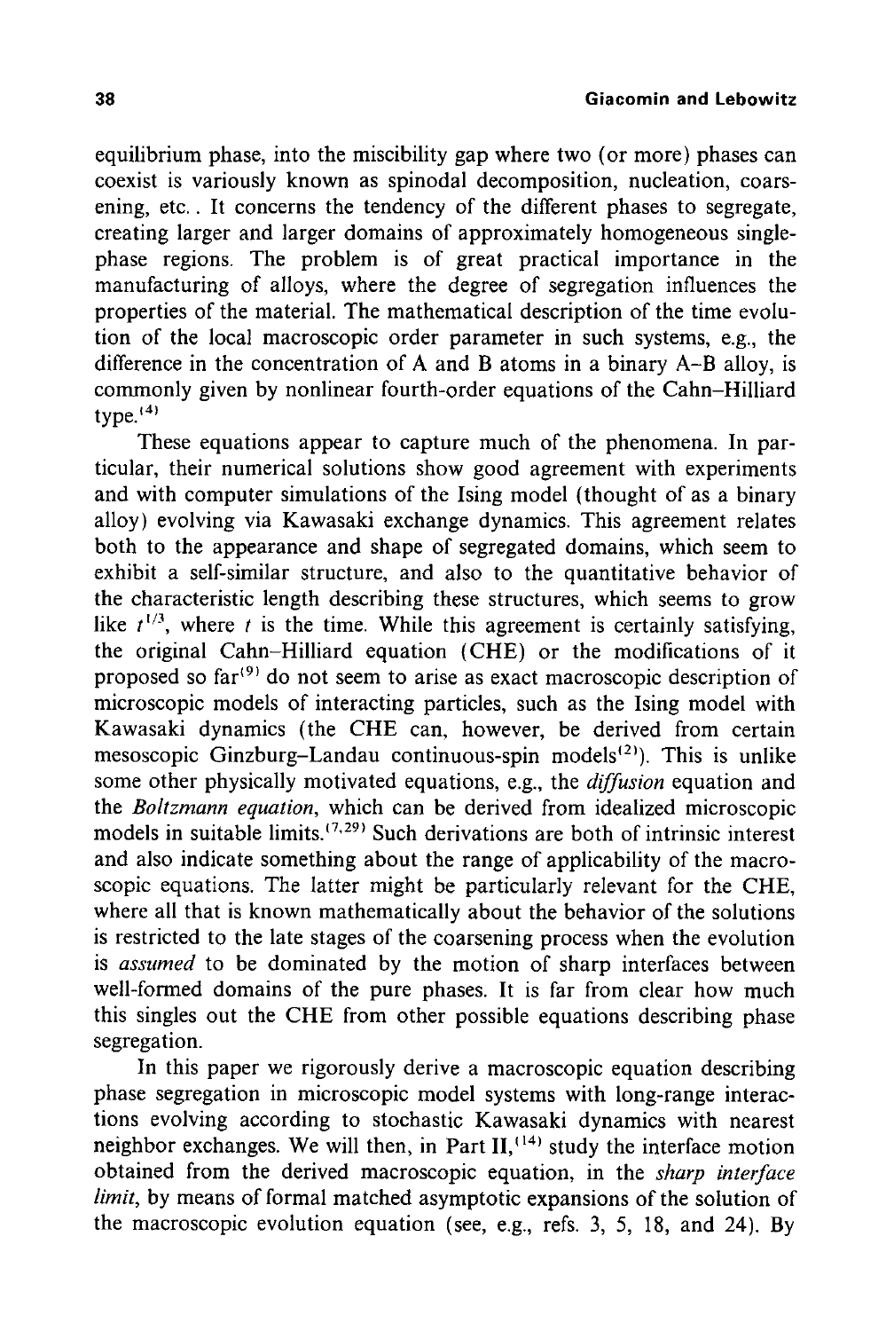equilibrium phase, into the miscibility gap where two (or more) phases can coexist is variously known as spinodal decomposition, nucleation, coarsening, etc.. It concerns the tendency of the different phases to segregate, creating larger and larger domains of approximately homogeneous single-phase regions. The problem is of great practical importance in the manufacturing of alloys, where the degree of segregation influences the properties of the material. The mathematical description of the time evolution of the local macroscopic order parameter in such systems, e.g., the difference in the concentration of A and B atoms in a binary A–B alloy, is commonly given by nonlinear fourth-order equations of the Cahn–Hilliard type.[4]

These equations appear to capture much of the phenomena. In particular, their numerical solutions show good agreement with experiments and with computer simulations of the Ising model (thought of as a binary alloy) evolving via Kawasaki exchange dynamics. This agreement relates both to the appearance and shape of segregated domains, which seem to exhibit a self-similar structure, and also to the quantitative behavior of the characteristic length describing these structures, which seems to grow like $t^{1/3}$, where $t$ is the time. While this agreement is certainly satisfying, the original Cahn–Hilliard equation (CHE) or the modifications of it proposed so far[9] do not seem to arise as exact macroscopic description of microscopic models of interacting particles, such as the Ising model with Kawasaki dynamics (the CHE can, however, be derived from certain mesoscopic Ginzburg–Landau continuous-spin models[2]). This is unlike some other physically motivated equations, e.g., the *diffusion* equation and the *Boltzmann equation*, which can be derived from idealized microscopic models in suitable limits.[7,29] Such derivations are both of intrinsic interest and also indicate something about the range of applicability of the macroscopic equations. The latter might be particularly relevant for the CHE, where all that is known mathematically about the behavior of the solutions is restricted to the late stages of the coarsening process when the evolution is *assumed* to be dominated by the motion of sharp interfaces between well-formed domains of the pure phases. It is far from clear how much this singles out the CHE from other possible equations describing phase segregation.

In this paper we rigorously derive a macroscopic equation describing phase segregation in microscopic model systems with long-range interactions evolving according to stochastic Kawasaki dynamics with nearest neighbor exchanges. We will then, in Part II,[14] study the interface motion obtained from the derived macroscopic equation, in the *sharp interface limit*, by means of formal matched asymptotic expansions of the solution of the macroscopic evolution equation (see, e.g., refs. 3, 5, 18, and 24). By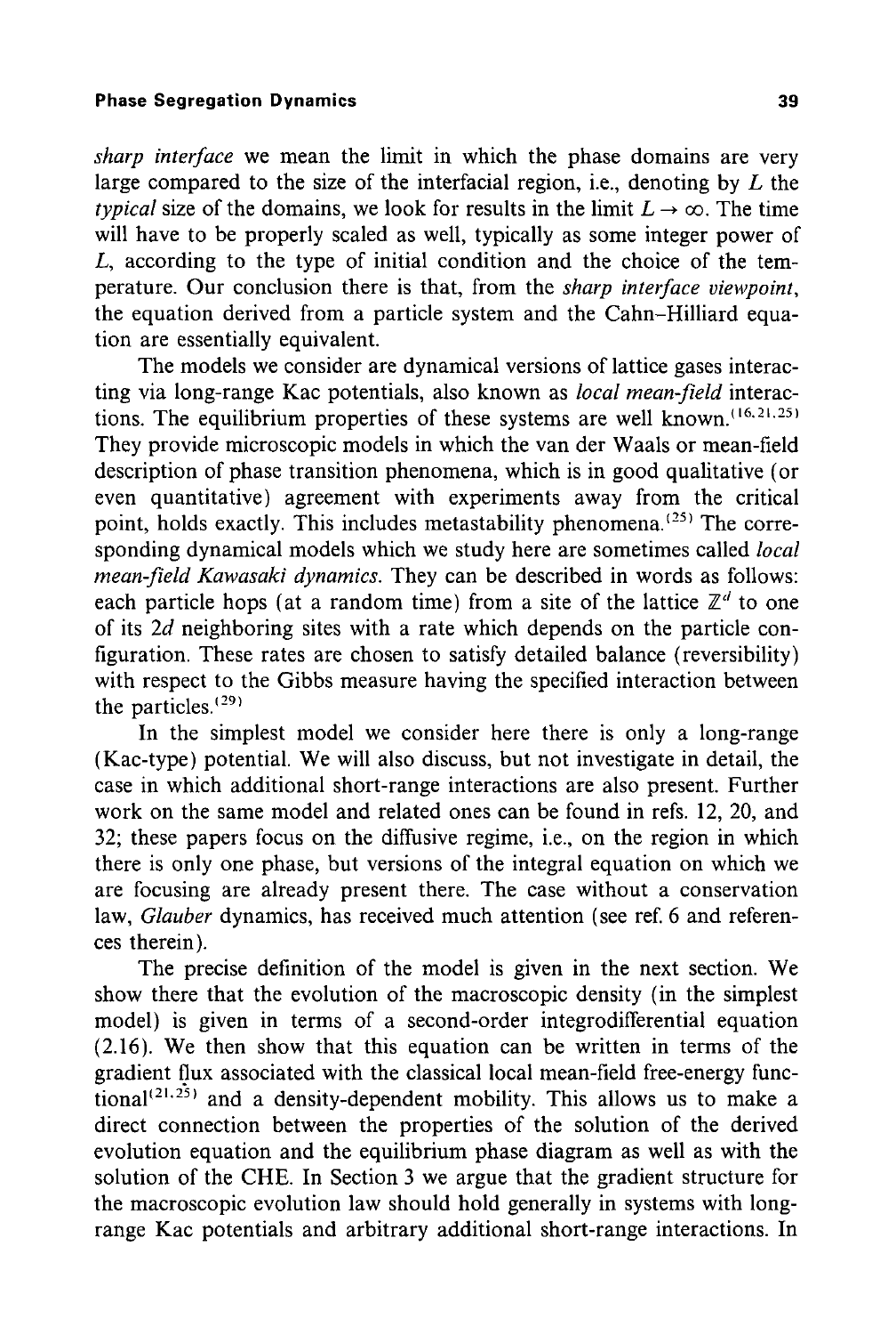*sharp interface* we mean the limit in which the phase domains are very large compared to the size of the interfacial region, i.e., denoting by $L$ the *typical* size of the domains, we look for results in the limit $L \to \infty$. The time will have to be properly scaled as well, typically as some integer power of $L$, according to the type of initial condition and the choice of the temperature. Our conclusion there is that, from the *sharp interface viewpoint*, the equation derived from a particle system and the Cahn–Hilliard equation are essentially equivalent.

The models we consider are dynamical versions of lattice gases interacting via long-range Kac potentials, also known as *local mean-field* interactions. The equilibrium properties of these systems are well known.[16,21,25] They provide microscopic models in which the van der Waals or mean-field description of phase transition phenomena, which is in good qualitative (or even quantitative) agreement with experiments away from the critical point, holds exactly. This includes metastability phenomena.[25] The corresponding dynamical models which we study here are sometimes called *local mean-field Kawasaki dynamics*. They can be described in words as follows: each particle hops (at a random time) from a site of the lattice $\mathbb{Z}^d$ to one of its $2d$ neighboring sites with a rate which depends on the particle configuration. These rates are chosen to satisfy detailed balance (reversibility) with respect to the Gibbs measure having the specified interaction between the particles.[29]

In the simplest model we consider here there is only a long-range (Kac-type) potential. We will also discuss, but not investigate in detail, the case in which additional short-range interactions are also present. Further work on the same model and related ones can be found in refs. 12, 20, and 32; these papers focus on the diffusive regime, i.e., on the region in which there is only one phase, but versions of the integral equation on which we are focusing are already present there. The case without a conservation law, *Glauber* dynamics, has received much attention (see ref. 6 and references therein).

The precise definition of the model is given in the next section. We show there that the evolution of the macroscopic density (in the simplest model) is given in terms of a second-order integrodifferential equation (2.16). We then show that this equation can be written in terms of the gradient flux associated with the classical local mean-field free-energy functional[21,25] and a density-dependent mobility. This allows us to make a direct connection between the properties of the solution of the derived evolution equation and the equilibrium phase diagram as well as with the solution of the CHE. In Section 3 we argue that the gradient structure for the macroscopic evolution law should hold generally in systems with long-range Kac potentials and arbitrary additional short-range interactions. In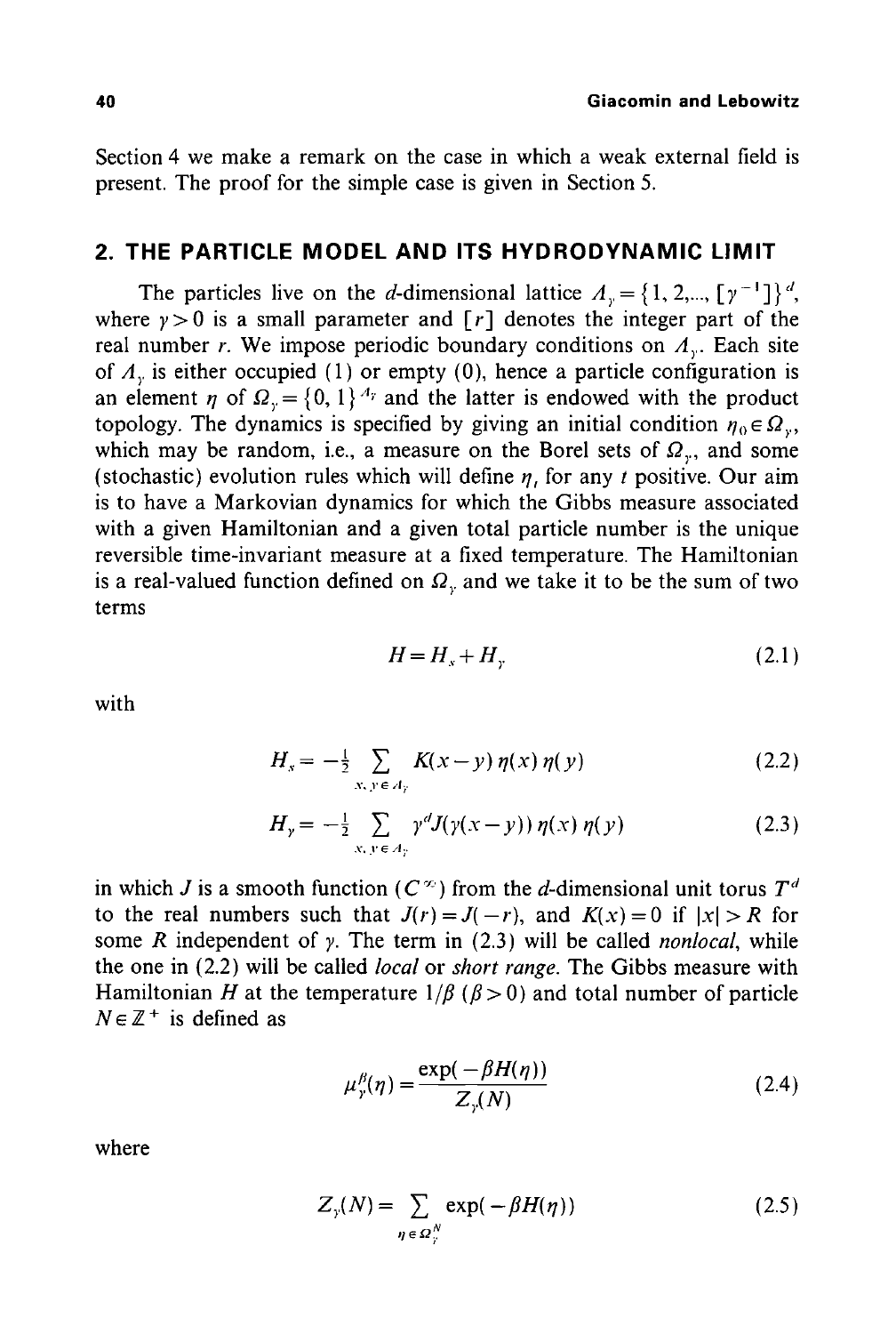Section 4 we make a remark on the case in which a weak external field is present. The proof for the simple case is given in Section 5.

## 2. THE PARTICLE MODEL AND ITS HYDRODYNAMIC LIMIT

The particles live on the $d$-dimensional lattice $\Lambda_\gamma = \{1, 2,..., [\gamma^{-1}]\}^d$, where $\gamma > 0$ is a small parameter and $[r]$ denotes the integer part of the real number $r$. We impose periodic boundary conditions on $\Lambda_\gamma$. Each site of $\Lambda_\gamma$ is either occupied (1) or empty (0), hence a particle configuration is an element $\eta$ of $\Omega_\gamma = \{0, 1\}^{\Lambda_\gamma}$ and the latter is endowed with the product topology. The dynamics is specified by giving an initial condition $\eta_0 \in \Omega_\gamma$, which may be random, i.e., a measure on the Borel sets of $\Omega_\gamma$, and some (stochastic) evolution rules which will define $\eta_t$ for any $t$ positive. Our aim is to have a Markovian dynamics for which the Gibbs measure associated with a given Hamiltonian and a given total particle number is the unique reversible time-invariant measure at a fixed temperature. The Hamiltonian is a real-valued function defined on $\Omega_\gamma$ and we take it to be the sum of two terms

$$H = H_s + H_\gamma \tag{2.1}$$

with

$$H_s = -\tfrac{1}{2} \sum_{x, y \in \Lambda_\gamma} K(x-y)\, \eta(x)\, \eta(y) \tag{2.2}$$

$$H_\gamma = -\tfrac{1}{2} \sum_{x, y \in \Lambda_\gamma} \gamma^d J(\gamma(x-y))\, \eta(x)\, \eta(y) \tag{2.3}$$

in which $J$ is a smooth function ($C^\infty$) from the $d$-dimensional unit torus $T^d$ to the real numbers such that $J(r) = J(-r)$, and $K(x) = 0$ if $|x| > R$ for some $R$ independent of $\gamma$. The term in (2.3) will be called *nonlocal*, while the one in (2.2) will be called *local* or *short range*. The Gibbs measure with Hamiltonian $H$ at the temperature $1/\beta$ ($\beta > 0$) and total number of particle $N \in \mathbb{Z}^+$ is defined as

$$\mu_\gamma^\beta(\eta) = \frac{\exp(-\beta H(\eta))}{Z_\gamma(N)} \tag{2.4}$$

where

$$Z_\gamma(N) = \sum_{\eta \in \Omega_\gamma^N} \exp(-\beta H(\eta)) \tag{2.5}$$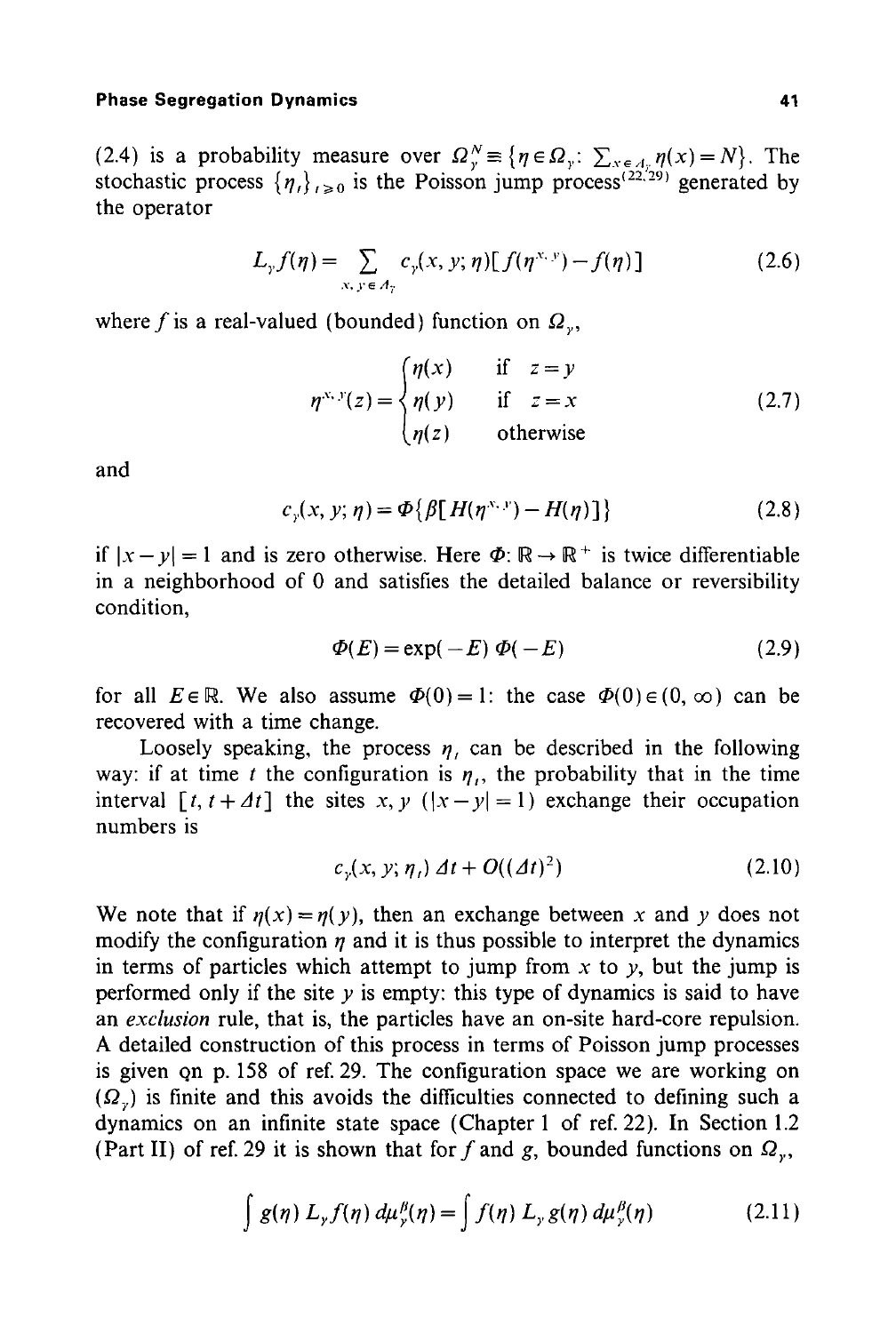(2.4) is a probability measure over $\Omega_\gamma^N \equiv \{\eta \in \Omega_\gamma : \sum_{x \in \Lambda_\gamma} \eta(x) = N\}$. The stochastic process $\{\eta_t\}_{t \geq 0}$ is the Poisson jump process[22,29] generated by the operator

$$L_\gamma f(\eta) = \sum_{x, y \in \Lambda_\gamma} c_\gamma(x, y; \eta)[f(\eta^{x,y}) - f(\eta)] \tag{2.6}$$

where $f$ is a real-valued (bounded) function on $\Omega_\gamma$,

$$\eta^{x,y}(z) = \begin{cases} \eta(x) & \text{if } z = y \\ \eta(y) & \text{if } z = x \\ \eta(z) & \text{otherwise} \end{cases} \tag{2.7}$$

and

$$c_\gamma(x, y; \eta) = \Phi\{\beta[H(\eta^{x,y}) - H(\eta)]\} \tag{2.8}$$

if $|x - y| = 1$ and is zero otherwise. Here $\Phi$: $\mathbb{R} \to \mathbb{R}^+$ is twice differentiable in a neighborhood of 0 and satisfies the detailed balance or reversibility condition,

$$\Phi(E) = \exp(-E)\, \Phi(-E) \tag{2.9}$$

for all $E \in \mathbb{R}$. We also assume $\Phi(0) = 1$: the case $\Phi(0) \in (0, \infty)$ can be recovered with a time change.

Loosely speaking, the process $\eta_t$ can be described in the following way: if at time $t$ the configuration is $\eta_t$, the probability that in the time interval $[t, t + \Delta t]$ the sites $x, y$ ($|x - y| = 1$) exchange their occupation numbers is

$$c_\gamma(x, y; \eta_t)\, \Delta t + O((\Delta t)^2) \tag{2.10}$$

We note that if $\eta(x) = \eta(y)$, then an exchange between $x$ and $y$ does not modify the configuration $\eta$ and it is thus possible to interpret the dynamics in terms of particles which attempt to jump from $x$ to $y$, but the jump is performed only if the site $y$ is empty: this type of dynamics is said to have an *exclusion* rule, that is, the particles have an on-site hard-core repulsion. A detailed construction of this process in terms of Poisson jump processes is given on p. 158 of ref. 29. The configuration space we are working on ($\Omega_\gamma$) is finite and this avoids the difficulties connected to defining such a dynamics on an infinite state space (Chapter 1 of ref. 22). In Section 1.2 (Part II) of ref. 29 it is shown that for $f$ and $g$, bounded functions on $\Omega_\gamma$,

$$\int g(\eta)\, L_\gamma f(\eta)\, d\mu_\gamma^\beta(\eta) = \int f(\eta)\, L_\gamma g(\eta)\, d\mu_\gamma^\beta(\eta) \tag{2.11}$$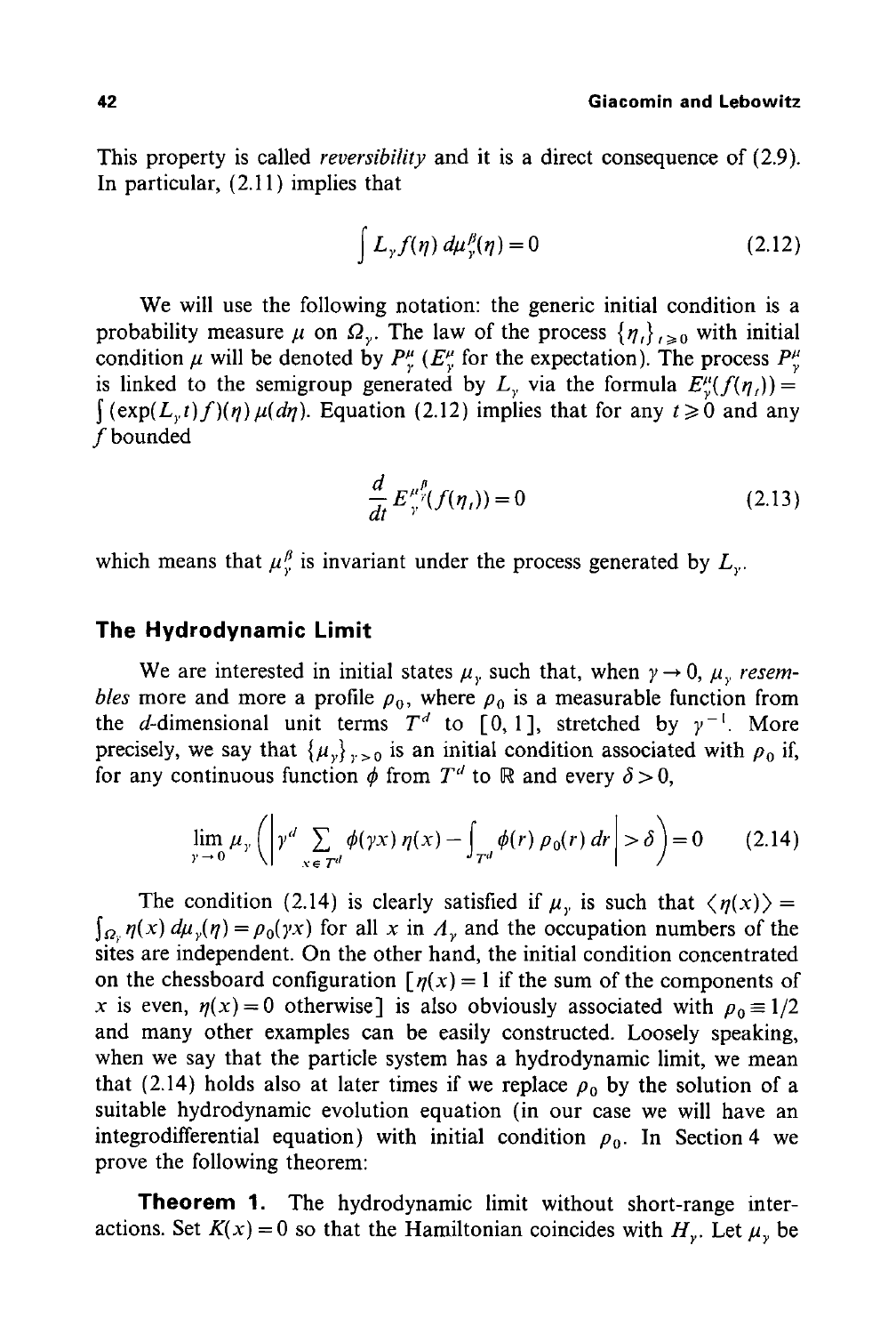This property is called *reversibility* and it is a direct consequence of (2.9). In particular, (2.11) implies that

$$\int L_\gamma f(\eta)\, d\mu_\gamma^\beta(\eta) = 0 \tag{2.12}$$

We will use the following notation: the generic initial condition is a probability measure $\mu$ on $\Omega_\gamma$. The law of the process $\{\eta_t\}_{t\geqslant 0}$ with initial condition $\mu$ will be denoted by $P_\gamma^\mu$ ($E_\gamma^\mu$ for the expectation). The process $P_\gamma^\mu$ is linked to the semigroup generated by $L_\gamma$ via the formula $E_\gamma^\mu(f(\eta_t)) = \int (\exp(L_\gamma t) f)(\eta)\, \mu(d\eta)$. Equation (2.12) implies that for any $t \geqslant 0$ and any $f$ bounded

$$\frac{d}{dt} E_\gamma^{\mu_\gamma^\beta}(f(\eta_t)) = 0 \tag{2.13}$$

which means that $\mu_\gamma^\beta$ is invariant under the process generated by $L_\gamma$.

## The Hydrodynamic Limit

We are interested in initial states $\mu_\gamma$ such that, when $\gamma \to 0$, $\mu_\gamma$ *resembles* more and more a profile $\rho_0$, where $\rho_0$ is a measurable function from the $d$-dimensional unit terms $T^d$ to $[0, 1]$, stretched by $\gamma^{-1}$. More precisely, we say that $\{\mu_\gamma\}_{\gamma>0}$ is an initial condition associated with $\rho_0$ if, for any continuous function $\phi$ from $T^d$ to $\mathbb{R}$ and every $\delta > 0$,

$$\lim_{\gamma\to 0} \mu_\gamma \left( \left| \gamma^d \sum_{x\in T^d} \phi(\gamma x)\, \eta(x) - \int_{T^d} \phi(r)\, \rho_0(r)\, dr \right| > \delta \right) = 0 \tag{2.14}$$

The condition (2.14) is clearly satisfied if $\mu_\gamma$ is such that $\langle \eta(x) \rangle = \int_{\Omega_\gamma} \eta(x)\, d\mu_\gamma(\eta) = \rho_0(\gamma x)$ for all $x$ in $\Lambda_\gamma$ and the occupation numbers of the sites are independent. On the other hand, the initial condition concentrated on the chessboard configuration [$\eta(x) = 1$ if the sum of the components of $x$ is even, $\eta(x) = 0$ otherwise] is also obviously associated with $\rho_0 \equiv 1/2$ and many other examples can be easily constructed. Loosely speaking, when we say that the particle system has a hydrodynamic limit, we mean that (2.14) holds also at later times if we replace $\rho_0$ by the solution of a suitable hydrodynamic evolution equation (in our case we will have an integrodifferential equation) with initial condition $\rho_0$. In Section 4 we prove the following theorem:

**Theorem 1.** The hydrodynamic limit without short-range interactions. Set $K(x) = 0$ so that the Hamiltonian coincides with $H_\gamma$. Let $\mu_\gamma$ be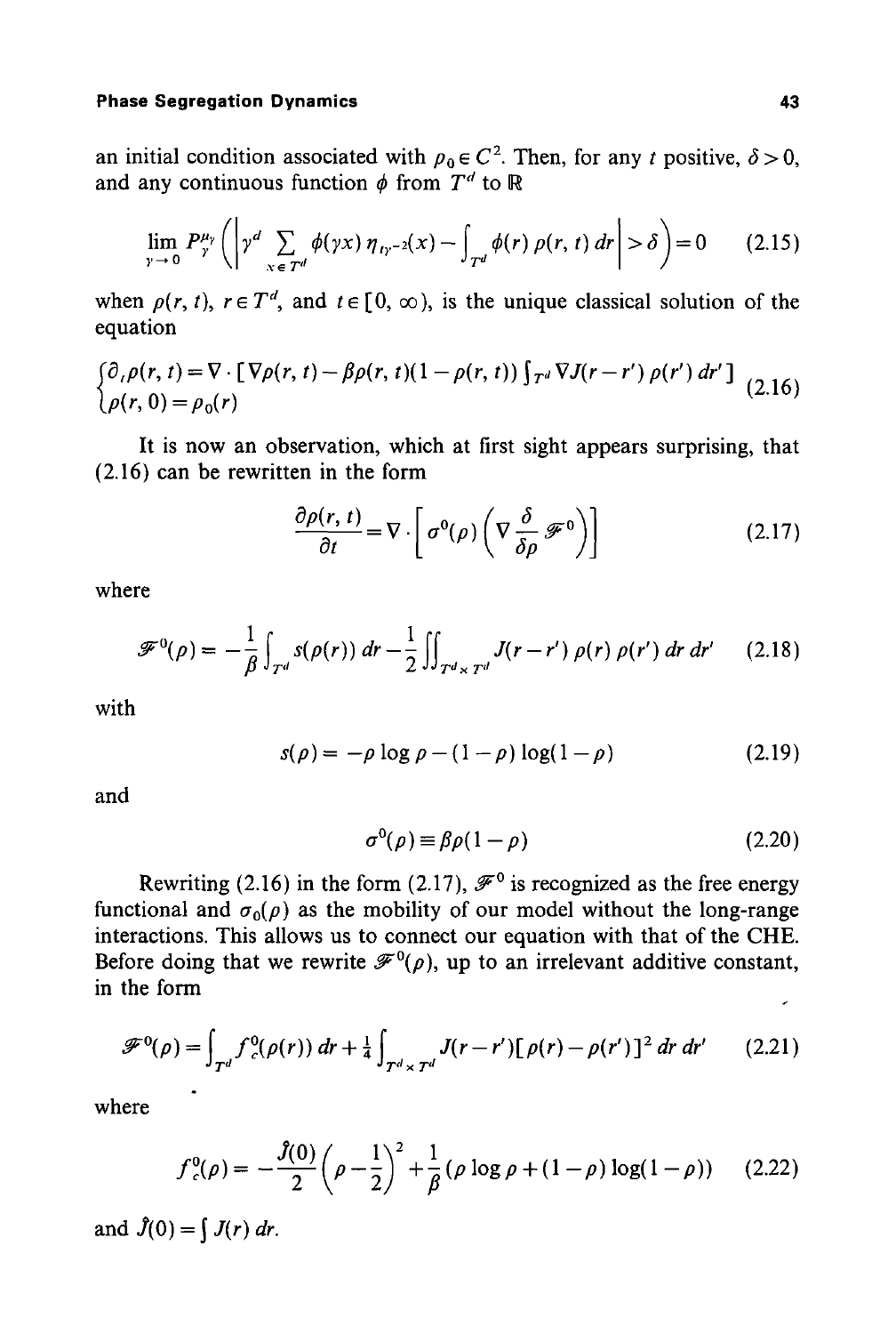an initial condition associated with $\rho_0 \in C^2$. Then, for any $t$ positive, $\delta > 0$, and any continuous function $\phi$ from $T^d$ to $\mathbb{R}$

$$\lim_{\gamma \to 0} P_\gamma^{\mu_\gamma}\left(\left|\gamma^d \sum_{x \in T^d} \phi(\gamma x)\, \eta_{t\gamma^{-2}}(x) - \int_{T^d} \phi(r)\, \rho(r, t)\, dr\right| > \delta\right) = 0 \tag{2.15}$$

when $\rho(r, t)$, $r \in T^d$, and $t \in [0, \infty)$, is the unique classical solution of the equation

$$\begin{cases} \partial_t \rho(r, t) = \nabla \cdot [\nabla \rho(r, t) - \beta \rho(r, t)(1 - \rho(r, t)) \int_{T^d} \nabla J(r - r')\, \rho(r')\, dr'] \\ \rho(r, 0) = \rho_0(r) \end{cases} \tag{2.16}$$

It is now an observation, which at first sight appears surprising, that (2.16) can be rewritten in the form

$$\frac{\partial \rho(r, t)}{\partial t} = \nabla \cdot \left[\sigma^0(\rho)\left(\nabla \frac{\delta}{\delta \rho} \mathscr{F}^0\right)\right] \tag{2.17}$$

where

$$\mathscr{F}^0(\rho) = -\frac{1}{\beta} \int_{T^d} s(\rho(r))\, dr - \frac{1}{2} \iint_{T^d \times T^d} J(r - r')\, \rho(r)\, \rho(r')\, dr\, dr' \tag{2.18}$$

with

$$s(\rho) = -\rho \log \rho - (1 - \rho) \log(1 - \rho) \tag{2.19}$$

and

$$\sigma^0(\rho) \equiv \beta \rho(1 - \rho) \tag{2.20}$$

Rewriting (2.16) in the form (2.17), $\mathscr{F}^0$ is recognized as the free energy functional and $\sigma_0(\rho)$ as the mobility of our model without the long-range interactions. This allows us to connect our equation with that of the CHE. Before doing that we rewrite $\mathscr{F}^0(\rho)$, up to an irrelevant additive constant, in the form

$$\mathscr{F}^0(\rho) = \int_{T^d} f_c^0(\rho(r))\, dr + \frac{1}{4} \int_{T^d \times T^d} J(r - r')[\rho(r) - \rho(r')]^2\, dr\, dr' \tag{2.21}$$

where

$$f_c^0(\rho) = -\frac{\hat{J}(0)}{2}\left(\rho - \frac{1}{2}\right)^2 + \frac{1}{\beta}(\rho \log \rho + (1 - \rho) \log(1 - \rho)) \tag{2.22}$$

and $\hat{J}(0) = \int J(r)\, dr$.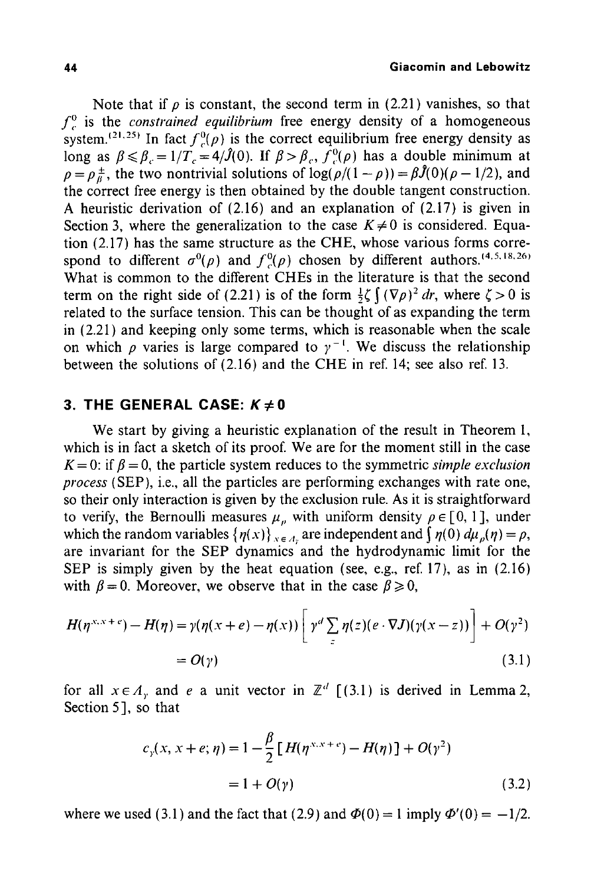Note that if $\rho$ is constant, the second term in (2.21) vanishes, so that $f_c^0$ is the *constrained equilibrium* free energy density of a homogeneous system.[21,25] In fact $f_c^0(\rho)$ is the correct equilibrium free energy density as long as $\beta \leqslant \beta_c = 1/T_c = 4/\hat{J}(0)$. If $\beta > \beta_c$, $f_c^0(\rho)$ has a double minimum at $\rho = \rho_\beta^\pm$, the two nontrivial solutions of $\log(\rho/(1-\rho)) = \beta\hat{J}(0)(\rho - 1/2)$, and the correct free energy is then obtained by the double tangent construction. A heuristic derivation of (2.16) and an explanation of (2.17) is given in Section 3, where the generalization to the case $K \neq 0$ is considered. Equation (2.17) has the same structure as the CHE, whose various forms correspond to different $\sigma^0(\rho)$ and $f_c^0(\rho)$ chosen by different authors.[4,5,18,26] What is common to the different CHEs in the literature is that the second term on the right side of (2.21) is of the form $\frac{1}{2}\zeta \int (\nabla\rho)^2 \, dr$, where $\zeta > 0$ is related to the surface tension. This can be thought of as expanding the term in (2.21) and keeping only some terms, which is reasonable when the scale on which $\rho$ varies is large compared to $\gamma^{-1}$. We discuss the relationship between the solutions of (2.16) and the CHE in ref. 14; see also ref. 13.

## 3. THE GENERAL CASE: $K \neq 0$

We start by giving a heuristic explanation of the result in Theorem 1, which is in fact a sketch of its proof. We are for the moment still in the case $K = 0$: if $\beta = 0$, the particle system reduces to the symmetric *simple exclusion process* (SEP), i.e., all the particles are performing exchanges with rate one, so their only interaction is given by the exclusion rule. As it is straightforward to verify, the Bernoulli measures $\mu_\rho$ with uniform density $\rho \in [0, 1]$, under which the random variables $\{\eta(x)\}_{x \in \Lambda_\gamma}$ are independent and $\int \eta(0) \, d\mu_\rho(\eta) = \rho$, are invariant for the SEP dynamics and the hydrodynamic limit for the SEP is simply given by the heat equation (see, e.g., ref. 17), as in (2.16) with $\beta = 0$. Moreover, we observe that in the case $\beta \geqslant 0$,

$$
\begin{aligned}
H(\eta^{x,x+e}) - H(\eta) &= \gamma(\eta(x+e) - \eta(x)) \left[ \gamma^d \sum_z \eta(z)(e \cdot \nabla J)(\gamma(x-z)) \right] + O(\gamma^2) \\
&= O(\gamma)
\end{aligned} \tag{3.1}
$$

for all $x \in \Lambda_\gamma$ and $e$ a unit vector in $\mathbb{Z}^d$ [(3.1) is derived in Lemma 2, Section 5], so that

$$
\begin{aligned}
c_\gamma(x, x+e; \eta) &= 1 - \frac{\beta}{2} [H(\eta^{x,x+e}) - H(\eta)] + O(\gamma^2) \\
&= 1 + O(\gamma)
\end{aligned} \tag{3.2}
$$

where we used (3.1) and the fact that (2.9) and $\Phi(0) = 1$ imply $\Phi'(0) = -1/2$.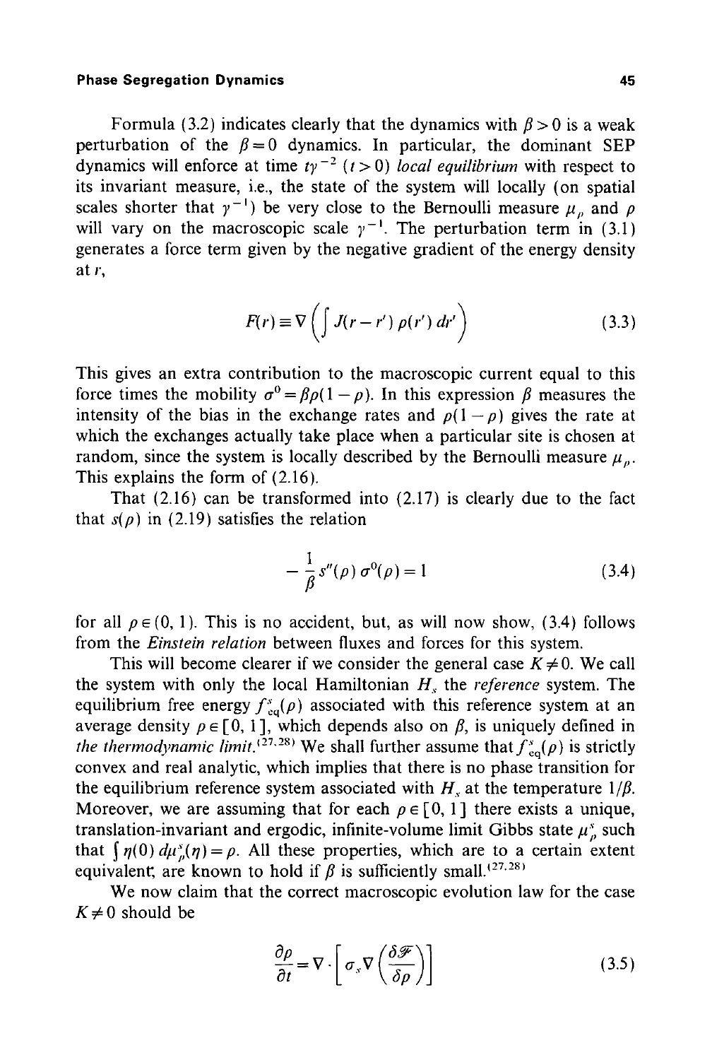Formula (3.2) indicates clearly that the dynamics with $\beta > 0$ is a weak perturbation of the $\beta = 0$ dynamics. In particular, the dominant SEP dynamics will enforce at time $t\gamma^{-2}$ $(t > 0)$ *local equilibrium* with respect to its invariant measure, i.e., the state of the system will locally (on spatial scales shorter that $\gamma^{-1}$) be very close to the Bernoulli measure $\mu_\rho$ and $\rho$ will vary on the macroscopic scale $\gamma^{-1}$. The perturbation term in (3.1) generates a force term given by the negative gradient of the energy density at $r$,

$$F(r) \equiv \nabla \left( \int J(r - r') \, \rho(r') \, dr' \right) \tag{3.3}$$

This gives an extra contribution to the macroscopic current equal to this force times the mobility $\sigma^0 = \beta\rho(1-\rho)$. In this expression $\beta$ measures the intensity of the bias in the exchange rates and $\rho(1-\rho)$ gives the rate at which the exchanges actually take place when a particular site is chosen at random, since the system is locally described by the Bernoulli measure $\mu_\rho$. This explains the form of (2.16).

That (2.16) can be transformed into (2.17) is clearly due to the fact that $s(\rho)$ in (2.19) satisfies the relation

$$-\frac{1}{\beta} s''(\rho) \, \sigma^0(\rho) = 1 \tag{3.4}$$

for all $\rho \in (0, 1)$. This is no accident, but, as will now show, (3.4) follows from the *Einstein relation* between fluxes and forces for this system.

This will become clearer if we consider the general case $K \neq 0$. We call the system with only the local Hamiltonian $H_s$ the *reference* system. The equilibrium free energy $f^s_{\text{eq}}(\rho)$ associated with this reference system at an average density $\rho \in [0, 1]$, which depends also on $\beta$, is uniquely defined in *the thermodynamic limit*.[27,28] We shall further assume that $f^s_{\text{eq}}(\rho)$ is strictly convex and real analytic, which implies that there is no phase transition for the equilibrium reference system associated with $H_s$ at the temperature $1/\beta$. Moreover, we are assuming that for each $\rho \in [0, 1]$ there exists a unique, translation-invariant and ergodic, infinite-volume limit Gibbs state $\mu^s_\rho$ such that $\int \eta(0) \, d\mu^s_\rho(\eta) = \rho$. All these properties, which are to a certain extent equivalent, are known to hold if $\beta$ is sufficiently small.[27,28]

We now claim that the correct macroscopic evolution law for the case $K \neq 0$ should be

$$\frac{\partial \rho}{\partial t} = \nabla \cdot \left[ \sigma_s \nabla \left( \frac{\delta \mathscr{F}}{\delta \rho} \right) \right] \tag{3.5}$$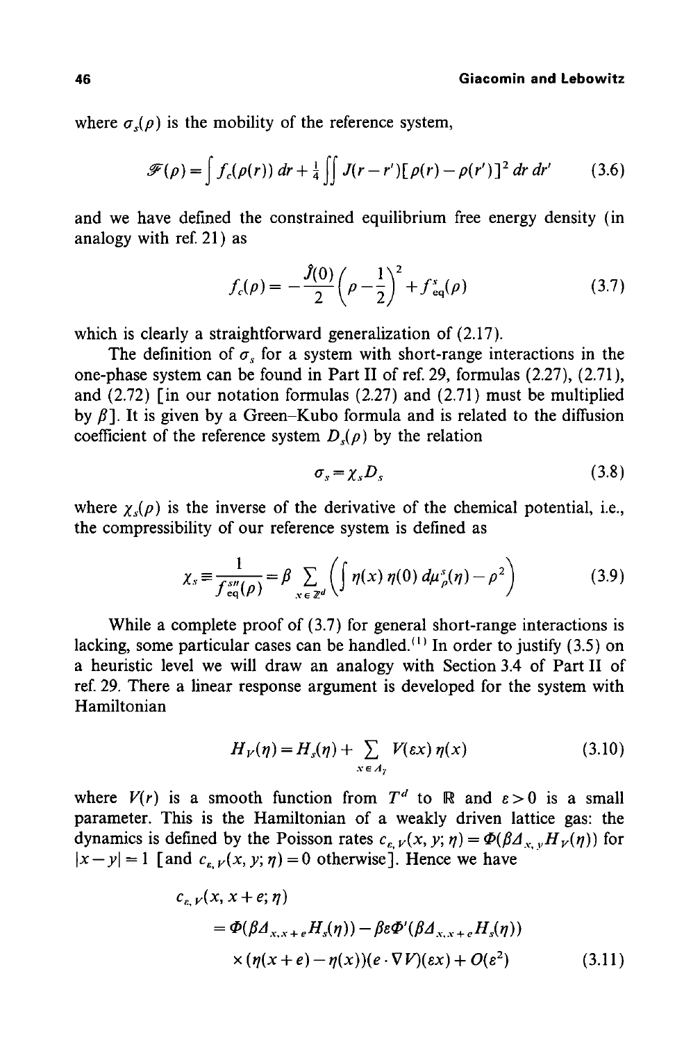where $\sigma_s(\rho)$ is the mobility of the reference system,

$$\mathscr{F}(\rho) = \int f_c(\rho(r))\, dr + \tfrac{1}{4} \iint J(r - r')[\rho(r) - \rho(r')]^2\, dr\, dr' \tag{3.6}$$

and we have defined the constrained equilibrium free energy density (in analogy with ref. 21) as

$$f_c(\rho) = -\frac{\hat{J}(0)}{2}\left(\rho - \frac{1}{2}\right)^2 + f^s_{\mathrm{eq}}(\rho) \tag{3.7}$$

which is clearly a straightforward generalization of (2.17).

The definition of $\sigma_s$ for a system with short-range interactions in the one-phase system can be found in Part II of ref. 29, formulas (2.27), (2.71), and (2.72) [in our notation formulas (2.27) and (2.71) must be multiplied by $\beta$]. It is given by a Green–Kubo formula and is related to the diffusion coefficient of the reference system $D_s(\rho)$ by the relation

$$\sigma_s = \chi_s D_s \tag{3.8}$$

where $\chi_s(\rho)$ is the inverse of the derivative of the chemical potential, i.e., the compressibility of our reference system is defined as

$$\chi_s \equiv \frac{1}{f^{s\prime\prime}_{\mathrm{eq}}(\rho)} = \beta \sum_{x \in \mathbb{Z}^d} \left( \int \eta(x)\, \eta(0)\, d\mu^s_\rho(\eta) - \rho^2 \right) \tag{3.9}$$

While a complete proof of (3.7) for general short-range interactions is lacking, some particular cases can be handled.[1] In order to justify (3.5) on a heuristic level we will draw an analogy with Section 3.4 of Part II of ref. 29. There a linear response argument is developed for the system with Hamiltonian

$$H_V(\eta) = H_s(\eta) + \sum_{x \in \Lambda_\gamma} V(\varepsilon x)\, \eta(x) \tag{3.10}$$

where $V(r)$ is a smooth function from $T^d$ to $\mathbb{R}$ and $\varepsilon > 0$ is a small parameter. This is the Hamiltonian of a weakly driven lattice gas: the dynamics is defined by the Poisson rates $c_{\varepsilon, V}(x, y; \eta) = \Phi(\beta \Delta_{x,y} H_V(\eta))$ for $|x - y| = 1$ [and $c_{\varepsilon, V}(x, y; \eta) = 0$ otherwise]. Hence we have

$$\begin{aligned} &c_{\varepsilon, V}(x, x+e; \eta) \\ &\quad = \Phi(\beta \Delta_{x, x+e} H_s(\eta)) - \beta \varepsilon \Phi'(\beta \Delta_{x, x+e} H_s(\eta)) \\ &\qquad \times (\eta(x+e) - \eta(x))(e \cdot \nabla V)(\varepsilon x) + O(\varepsilon^2) \end{aligned} \tag{3.11}$$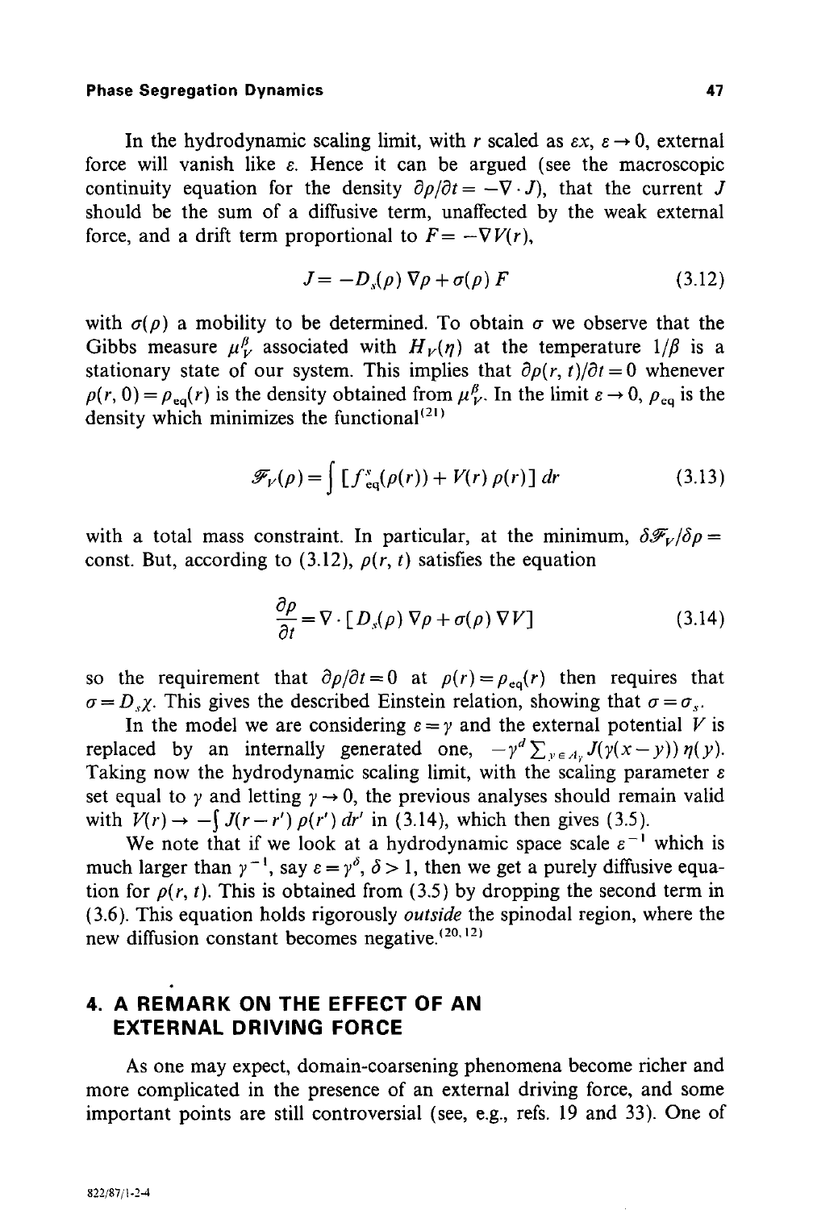In the hydrodynamic scaling limit, with $r$ scaled as $\varepsilon x$, $\varepsilon \to 0$, external force will vanish like $\varepsilon$. Hence it can be argued (see the macroscopic continuity equation for the density $\partial \rho/\partial t = -\nabla \cdot J$), that the current $J$ should be the sum of a diffusive term, unaffected by the weak external force, and a drift term proportional to $F = -\nabla V(r)$,

$$J = -D_s(\rho)\,\nabla \rho + \sigma(\rho)\,F \tag{3.12}$$

with $\sigma(\rho)$ a mobility to be determined. To obtain $\sigma$ we observe that the Gibbs measure $\mu_V^\beta$ associated with $H_V(\eta)$ at the temperature $1/\beta$ is a stationary state of our system. This implies that $\partial \rho(r, t)/\partial t = 0$ whenever $\rho(r, 0) = \rho_{\text{eq}}(r)$ is the density obtained from $\mu_V^\beta$. In the limit $\varepsilon \to 0$, $\rho_{\text{eq}}$ is the density which minimizes the functional[21]

$$\mathscr{F}_V(\rho) = \int [f_{\text{eq}}^s(\rho(r)) + V(r)\,\rho(r)]\,dr \tag{3.13}$$

with a total mass constraint. In particular, at the minimum, $\delta \mathscr{F}_V/\delta \rho = \text{const}$. But, according to (3.12), $\rho(r, t)$ satisfies the equation

$$\frac{\partial \rho}{\partial t} = \nabla \cdot [D_s(\rho)\,\nabla \rho + \sigma(\rho)\,\nabla V] \tag{3.14}$$

so the requirement that $\partial \rho/\partial t = 0$ at $\rho(r) = \rho_{\text{eq}}(r)$ then requires that $\sigma = D_s \chi$. This gives the described Einstein relation, showing that $\sigma = \sigma_s$.

In the model we are considering $\varepsilon = \gamma$ and the external potential $V$ is replaced by an internally generated one, $-\gamma^d \sum_{y \in \Lambda_\gamma} J(\gamma(x - y))\,\eta(y)$. Taking now the hydrodynamic scaling limit, with the scaling parameter $\varepsilon$ set equal to $\gamma$ and letting $\gamma \to 0$, the previous analyses should remain valid with $V(r) \to -\int J(r - r')\,\rho(r')\,dr'$ in (3.14), which then gives (3.5).

We note that if we look at a hydrodynamic space scale $\varepsilon^{-1}$ which is much larger than $\gamma^{-1}$, say $\varepsilon = \gamma^\delta$, $\delta > 1$, then we get a purely diffusive equation for $\rho(r, t)$. This is obtained from (3.5) by dropping the second term in (3.6). This equation holds rigorously *outside* the spinodal region, where the new diffusion constant becomes negative.[20,12]

## 4. A REMARK ON THE EFFECT OF AN EXTERNAL DRIVING FORCE

As one may expect, domain-coarsening phenomena become richer and more complicated in the presence of an external driving force, and some important points are still controversial (see, e.g., refs. 19 and 33). One of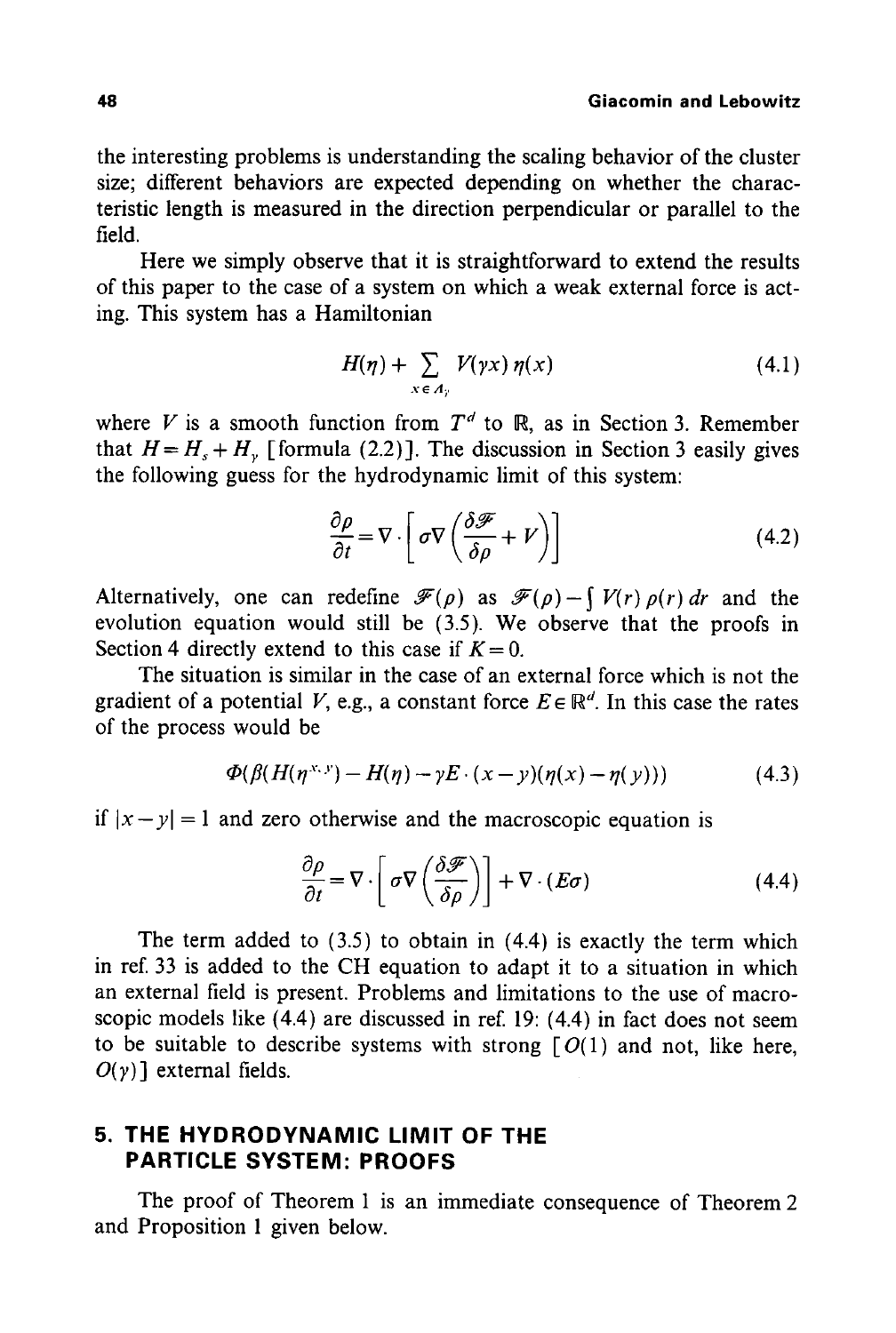the interesting problems is understanding the scaling behavior of the cluster size; different behaviors are expected depending on whether the characteristic length is measured in the direction perpendicular or parallel to the field.

Here we simply observe that it is straightforward to extend the results of this paper to the case of a system on which a weak external force is acting. This system has a Hamiltonian

$$H(\eta) + \sum_{x \in \Lambda_\gamma} V(\gamma x)\, \eta(x) \tag{4.1}$$

where $V$ is a smooth function from $T^d$ to $\mathbb{R}$, as in Section 3. Remember that $H = H_s + H_\gamma$ [formula (2.2)]. The discussion in Section 3 easily gives the following guess for the hydrodynamic limit of this system:

$$\frac{\partial \rho}{\partial t} = \nabla \cdot \left[ \sigma \nabla \left( \frac{\delta \mathcal{F}}{\delta \rho} + V \right) \right] \tag{4.2}$$

Alternatively, one can redefine $\mathcal{F}(\rho)$ as $\mathcal{F}(\rho) - \int V(r)\, \rho(r)\, dr$ and the evolution equation would still be (3.5). We observe that the proofs in Section 4 directly extend to this case if $K = 0$.

The situation is similar in the case of an external force which is not the gradient of a potential $V$, e.g., a constant force $E \in \mathbb{R}^d$. In this case the rates of the process would be

$$\Phi(\beta(H(\eta^{x,y}) - H(\eta) - \gamma E \cdot (x - y)(\eta(x) - \eta(y))) \tag{4.3}$$

if $|x - y| = 1$ and zero otherwise and the macroscopic equation is

$$\frac{\partial \rho}{\partial t} = \nabla \cdot \left[ \sigma \nabla \left( \frac{\delta \mathcal{F}}{\delta \rho} \right) \right] + \nabla \cdot (E \sigma) \tag{4.4}$$

The term added to (3.5) to obtain in (4.4) is exactly the term which in ref. 33 is added to the CH equation to adapt it to a situation in which an external field is present. Problems and limitations to the use of macroscopic models like (4.4) are discussed in ref. 19: (4.4) in fact does not seem to be suitable to describe systems with strong [$O(1)$ and not, like here, $O(\gamma)$] external fields.

## 5. THE HYDRODYNAMIC LIMIT OF THE PARTICLE SYSTEM: PROOFS

The proof of Theorem 1 is an immediate consequence of Theorem 2 and Proposition 1 given below.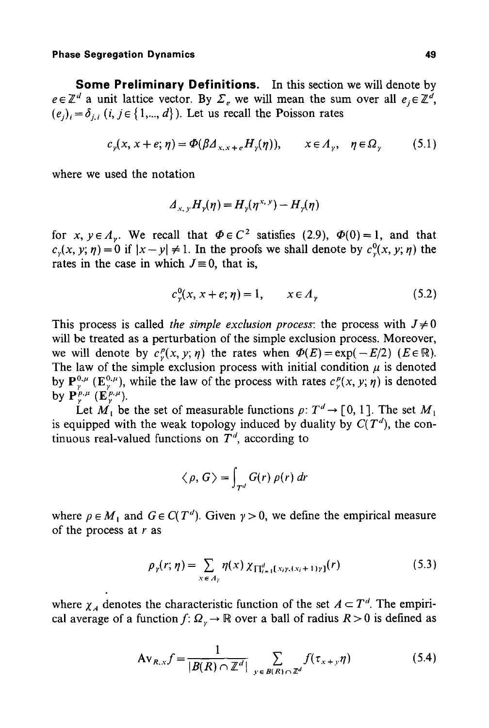**Some Preliminary Definitions.** In this section we will denote by $e \in \mathbb{Z}^d$ a unit lattice vector. By $\Sigma_e$ we will mean the sum over all $e_j \in \mathbb{Z}^d$, $(e_j)_i = \delta_{j,i}$ $(i, j \in \{1,..., d\})$. Let us recall the Poisson rates

$$c_\gamma(x, x+e; \eta) = \Phi(\beta \Delta_{x,x+e} H_\gamma(\eta)), \qquad x \in \Lambda_\gamma, \quad \eta \in \Omega_\gamma \tag{5.1}$$

where we used the notation

$$\Delta_{x,y} H_\gamma(\eta) = H_\gamma(\eta^{x,y}) - H_\gamma(\eta)$$

for $x, y \in \Lambda_\gamma$. We recall that $\Phi \in C^2$ satisfies (2.9), $\Phi(0) = 1$, and that $c_\gamma(x, y; \eta) = 0$ if $|x - y| \neq 1$. In the proofs we shall denote by $c_\gamma^0(x, y; \eta)$ the rates in the case in which $J \equiv 0$, that is,

$$c_\gamma^0(x, x+e; \eta) = 1, \qquad x \in \Lambda_\gamma \tag{5.2}$$

This process is called *the simple exclusion process*: the process with $J \neq 0$ will be treated as a perturbation of the simple exclusion process. Moreover, we will denote by $c_\gamma^p(x, y; \eta)$ the rates when $\Phi(E) = \exp(-E/2)$ $(E \in \mathbb{R})$. The law of the simple exclusion process with initial condition $\mu$ is denoted by $\mathbf{P}_\gamma^{0,\mu}$ $(\mathbf{E}_\gamma^{0,\mu})$, while the law of the process with rates $c_\gamma^p(x, y; \eta)$ is denoted by $\mathbf{P}_\gamma^{p,\mu}$ $(\mathbf{E}_\gamma^{p,\mu})$.

Let $M_1$ be the set of measurable functions $\rho: T^d \to [0, 1]$. The set $M_1$ is equipped with the weak topology induced by duality by $C(T^d)$, the continuous real-valued functions on $T^d$, according to

$$\langle \rho, G \rangle = \int_{T^d} G(r)\, \rho(r)\, dr$$

where $\rho \in M_1$ and $G \in C(T^d)$. Given $\gamma > 0$, we define the empirical measure of the process at $r$ as

$$\rho_\gamma(r; \eta) = \sum_{x \in \Lambda_\gamma} \eta(x)\, \chi_{\prod_{i=1}^d [x_i \gamma, (x_i+1)\gamma]}(r) \tag{5.3}$$

where $\chi_A$ denotes the characteristic function of the set $A \subset T^d$. The empirical average of a function $f: \Omega_\gamma \to \mathbb{R}$ over a ball of radius $R > 0$ is defined as

$$\mathrm{Av}_{R,x} f = \frac{1}{|B(R) \cap \mathbb{Z}^d|} \sum_{y \in B(R) \cap \mathbb{Z}^d} f(\tau_{x+y} \eta) \tag{5.4}$$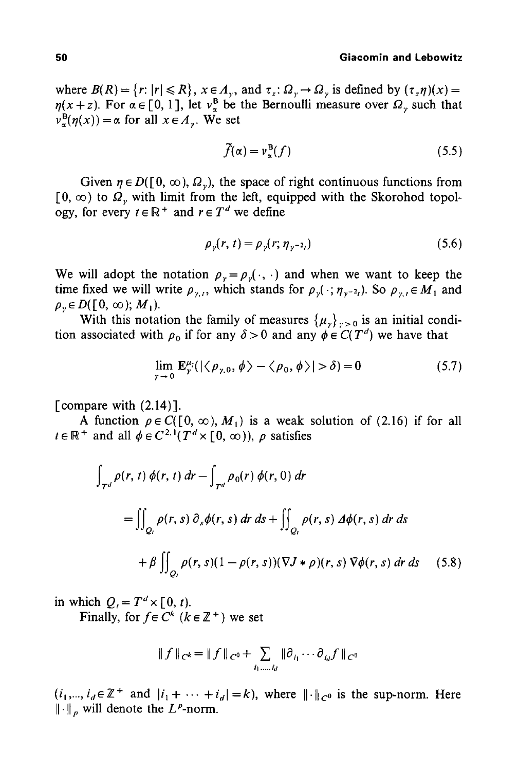where $B(R) = \{r: |r| \leqslant R\}$, $x \in \Lambda_\gamma$, and $\tau_z: \Omega_\gamma \to \Omega_\gamma$ is defined by $(\tau_z \eta)(x) = \eta(x+z)$. For $\alpha \in [0, 1]$, let $\nu_\alpha^{\rm B}$ be the Bernoulli measure over $\Omega_\gamma$ such that $\nu_\alpha^{\rm B}(\eta(x)) = \alpha$ for all $x \in \Lambda_\gamma$. We set

$$\tilde{f}(\alpha) = \nu_\alpha^{\rm B}(f) \tag{5.5}$$

Given $\eta \in D([0, \infty), \Omega_\gamma)$, the space of right continuous functions from $[0, \infty)$ to $\Omega_\gamma$ with limit from the left, equipped with the Skorohod topology, for every $t \in \mathbb{R}^+$ and $r \in T^d$ we define

$$\rho_\gamma(r, t) = \rho_\gamma(r; \eta_{\gamma^{-2}t}) \tag{5.6}$$

We will adopt the notation $\rho_\gamma = \rho_\gamma(\cdot, \cdot)$ and when we want to keep the time fixed we will write $\rho_{\gamma,t}$, which stands for $\rho_\gamma(\cdot; \eta_{\gamma^{-2}t})$. So $\rho_{\gamma,t} \in M_1$ and $\rho_\gamma \in D([0, \infty); M_1)$.

With this notation the family of measures $\{\mu_\gamma\}_{\gamma > 0}$ is an initial condition associated with $\rho_0$ if for any $\delta > 0$ and any $\phi \in C(T^d)$ we have that

$$\lim_{\gamma \to 0} \mathbf{E}_\gamma^{\mu_\gamma}(|\langle \rho_{\gamma,0}, \phi \rangle - \langle \rho_0, \phi \rangle| > \delta) = 0 \tag{5.7}$$

[compare with (2.14)].

A function $\rho \in C([0, \infty), M_1)$ is a weak solution of (2.16) if for all $t \in \mathbb{R}^+$ and all $\phi \in C^{2,1}(T^d \times [0, \infty))$, $\rho$ satisfies

$$\begin{aligned}
&\int_{T^d} \rho(r, t)\, \phi(r, t)\, dr - \int_{T^d} \rho_0(r)\, \phi(r, 0)\, dr \\
&\quad = \iint_{Q_t} \rho(r, s)\, \partial_s \phi(r, s)\, dr\, ds + \iint_{Q_t} \rho(r, s)\, \Delta\phi(r, s)\, dr\, ds \\
&\qquad + \beta \iint_{Q_t} \rho(r, s)(1 - \rho(r, s))(\nabla J * \rho)(r, s)\, \nabla\phi(r, s)\, dr\, ds
\end{aligned} \tag{5.8}$$

in which $Q_t = T^d \times [0, t)$.

Finally, for $f \in C^k$ ($k \in \mathbb{Z}^+$) we set

$$\|f\|_{C^k} = \|f\|_{C^0} + \sum_{i_1, \ldots, i_d} \|\partial_{i_1} \cdots \partial_{i_d} f\|_{C^0}$$

($i_1, \ldots, i_d \in \mathbb{Z}^+$ and $|i_1 + \cdots + i_d| = k$), where $\|\cdot\|_{C^0}$ is the sup-norm. Here $\|\cdot\|_p$ will denote the $L^p$-norm.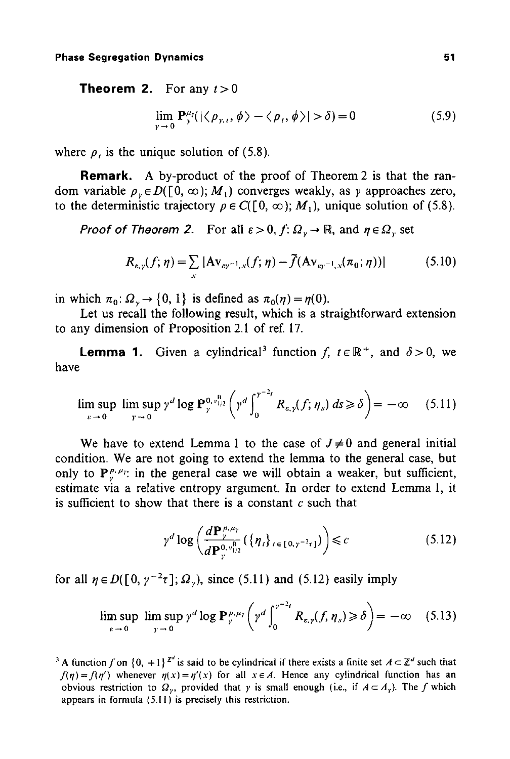**Theorem 2.** For any $t > 0$

$$\lim_{\gamma \to 0} \mathbf{P}_\gamma^{\mu_\gamma}(|\langle \rho_{\gamma,t}, \phi \rangle - \langle \rho_t, \phi \rangle| > \delta) = 0 \tag{5.9}$$

where $\rho_t$ is the unique solution of (5.8).

**Remark.** A by-product of the proof of Theorem 2 is that the random variable $\rho_\gamma \in D([0, \infty); M_1)$ converges weakly, as $\gamma$ approaches zero, to the deterministic trajectory $\rho \in C([0, \infty); M_1)$, unique solution of (5.8).

*Proof of Theorem 2.* For all $\varepsilon > 0$, $f\colon \Omega_\gamma \to \mathbb{R}$, and $\eta \in \Omega_\gamma$ set

$$R_{\varepsilon,\gamma}(f; \eta) = \sum_x |\mathrm{Av}_{\varepsilon\gamma^{-1},x}(f; \eta) - \tilde{f}(\mathrm{Av}_{\varepsilon\gamma^{-1},x}(\pi_0; \eta))| \tag{5.10}$$

in which $\pi_0\colon \Omega_\gamma \to \{0, 1\}$ is defined as $\pi_0(\eta) = \eta(0)$.

Let us recall the following result, which is a straightforward extension to any dimension of Proposition 2.1 of ref. 17.

**Lemma 1.** Given a cylindrical[3] function $f$, $t \in \mathbb{R}^+$, and $\delta > 0$, we have

$$\limsup_{\varepsilon \to 0} \limsup_{\gamma \to 0} \gamma^d \log \mathbf{P}_\gamma^{0, \nu_{1/2}^{\mathrm{B}}} \left( \gamma^d \int_0^{\gamma^{-2}t} R_{\varepsilon,\gamma}(f; \eta_s)\, ds \geqslant \delta \right) = -\infty \tag{5.11}$$

We have to extend Lemma 1 to the case of $J \neq 0$ and general initial condition. We are not going to extend the lemma to the general case, but only to $\mathbf{P}_\gamma^{\rho, \mu_\gamma}$: in the general case we will obtain a weaker, but sufficient, estimate via a relative entropy argument. In order to extend Lemma 1, it is sufficient to show that there is a constant $c$ such that

$$\gamma^d \log \left( \frac{d\mathbf{P}_\gamma^{\rho, \mu_\gamma}}{d\mathbf{P}_\gamma^{0, \nu_{1/2}^{\mathrm{B}}}} (\{\eta_t\}_{t \in [0, \gamma^{-2}\tau]}) \right) \leqslant c \tag{5.12}$$

for all $\eta \in D([0, \gamma^{-2}\tau]; \Omega_\gamma)$, since (5.11) and (5.12) easily imply

$$\limsup_{\varepsilon \to 0} \limsup_{\gamma \to 0} \gamma^d \log \mathbf{P}_\gamma^{\rho, \mu_\gamma} \left( \gamma^d \int_0^{\gamma^{-2}t} R_{\varepsilon,\gamma}(f, \eta_s) \geqslant \delta \right) = -\infty \tag{5.13}$$

[3] A function $f$ on $\{0, +1\}^{\mathbb{Z}^d}$ is said to be cylindrical if there exists a finite set $A \subset \mathbb{Z}^d$ such that $f(\eta) = f(\eta')$ whenever $\eta(x) = \eta'(x)$ for all $x \in A$. Hence any cylindrical function has an obvious restriction to $\Omega_\gamma$, provided that $\gamma$ is small enough (i.e., if $A \subset \Lambda_\gamma$). The $f$ which appears in formula (5.11) is precisely this restriction.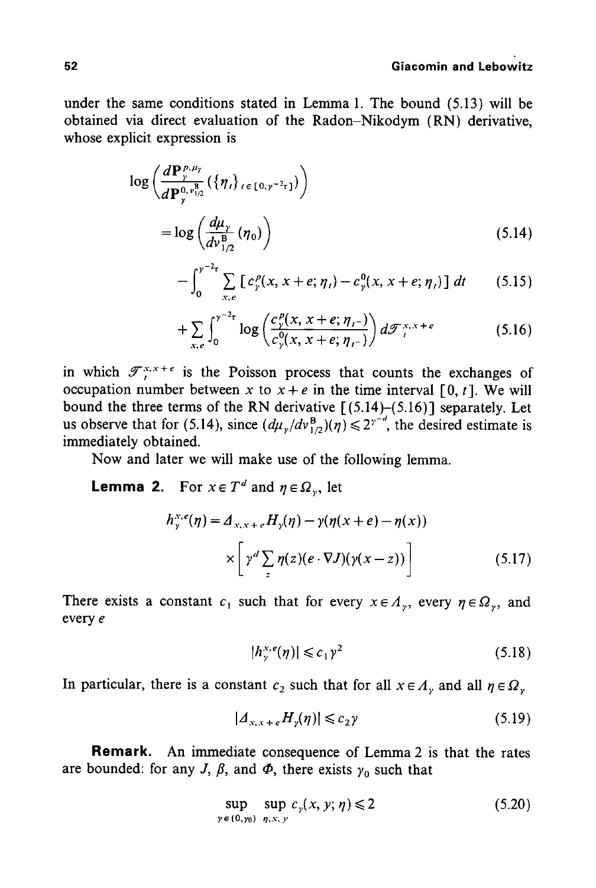under the same conditions stated in Lemma 1. The bound (5.13) will be obtained via direct evaluation of the Radon–Nikodym (RN) derivative, whose explicit expression is

$$
\log\left(\frac{d\mathbf{P}_\gamma^{p,\mu_\gamma}}{d\mathbf{P}_\gamma^{0,\nu_{1/2}^{\mathrm{B}}}}(\{\eta_t\}_{t\in[0,\gamma^{-2}\tau]})\right)
$$

$$
=\log\left(\frac{d\mu_\gamma}{d\nu_{1/2}^{\mathrm{B}}}(\eta_0)\right) \tag{5.14}
$$

$$
-\int_0^{\gamma^{-2}\tau}\sum_{x,e}\left[c_\gamma^p(x,x+e;\eta_t)-c_\gamma^0(x,x+e;\eta_t)\right]dt \tag{5.15}
$$

$$
+\sum_{x,e}\int_0^{\gamma^{-2}\tau}\log\left(\frac{c_\gamma^p(x,x+e;\eta_{t^-})}{c_\gamma^0(x,x+e;\eta_{t^-})}\right)d\mathscr{T}_t^{x,x+e} \tag{5.16}
$$

in which $\mathscr{T}_t^{x,x+e}$ is the Poisson process that counts the exchanges of occupation number between $x$ to $x+e$ in the time interval $[0,t]$. We will bound the three terms of the RN derivative [(5.14)–(5.16)] separately. Let us observe that for (5.14), since $(d\mu_\gamma/d\nu_{1/2}^{\mathrm{B}})(\eta)\leqslant 2^{\gamma^{-d}}$, the desired estimate is immediately obtained.

Now and later we will make use of the following lemma.

**Lemma 2.** For $x\in T^d$ and $\eta\in\Omega_\gamma$, let

$$
h_\gamma^{x,e}(\eta)=\Delta_{x,x+e}H_\gamma(\eta)-\gamma(\eta(x+e)-\eta(x))
\times\left[\gamma^d\sum_z\eta(z)(e\cdot\nabla J)(\gamma(x-z))\right] \tag{5.17}
$$

There exists a constant $c_1$ such that for every $x\in\Lambda_\gamma$, every $\eta\in\Omega_\gamma$, and every $e$

$$
|h_\gamma^{x,e}(\eta)|\leqslant c_1\gamma^2 \tag{5.18}
$$

In particular, there is a constant $c_2$ such that for all $x\in\Lambda_\gamma$ and all $\eta\in\Omega_\gamma$

$$
|\Delta_{x,x+e}H_\gamma(\eta)|\leqslant c_2\gamma \tag{5.19}
$$

**Remark.** An immediate consequence of Lemma 2 is that the rates are bounded: for any $J$, $\beta$, and $\Phi$, there exists $\gamma_0$ such that

$$
\sup_{\gamma\in(0,\gamma_0)}\ \sup_{\eta,x,y}c_\gamma(x,y;\eta)\leqslant 2 \tag{5.20}
$$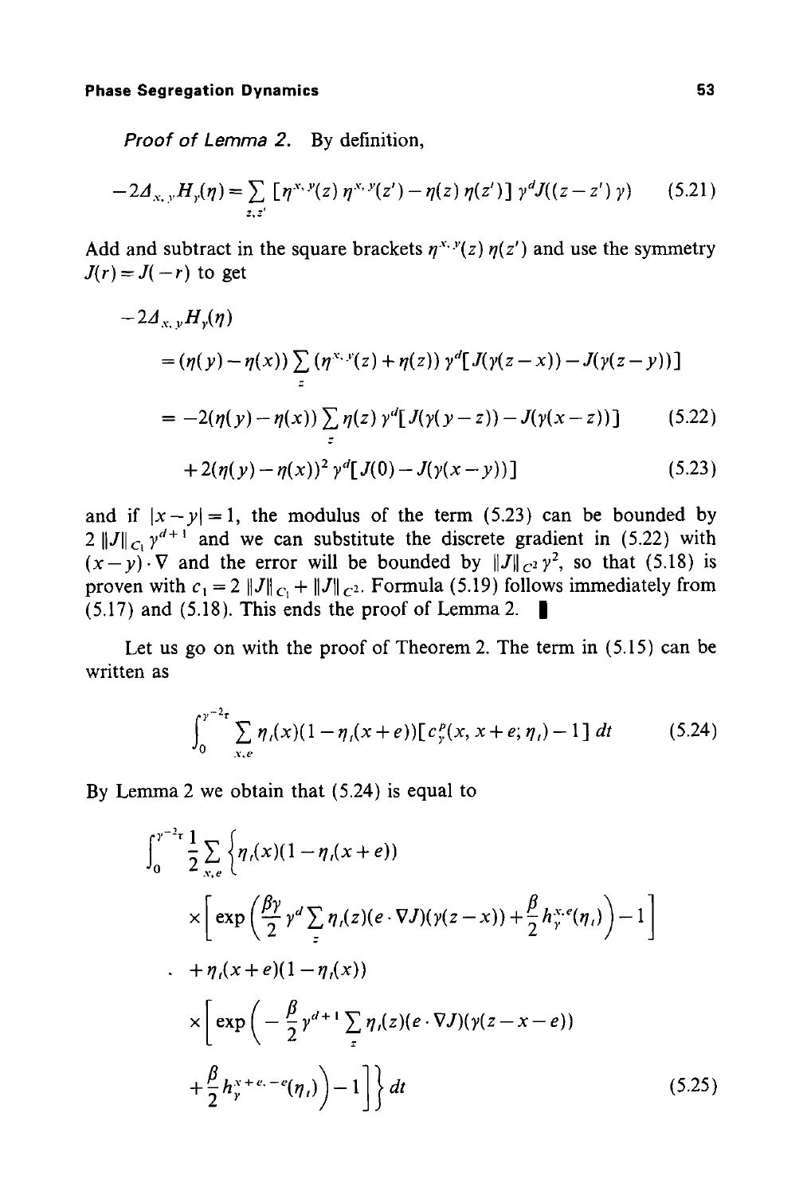*Proof of Lemma 2.* By definition,

$$-2\Delta_{x,y}H_\gamma(\eta) = \sum_{z,z'} [\eta^{x,y}(z)\,\eta^{x,y}(z') - \eta(z)\,\eta(z')]\,\gamma^d J((z-z')\,\gamma) \tag{5.21}$$

Add and subtract in the square brackets $\eta^{x,y}(z)\,\eta(z')$ and use the symmetry $J(r) = J(-r)$ to get

$$\begin{aligned}
&-2\Delta_{x,y}H_\gamma(\eta)\\
&\quad = (\eta(y) - \eta(x)) \sum_z (\eta^{x,y}(z) + \eta(z))\,\gamma^d[J(\gamma(z-x)) - J(\gamma(z-y))]\\
&\quad = -2(\eta(y) - \eta(x)) \sum_z \eta(z)\,\gamma^d[J(\gamma(y-z)) - J(\gamma(x-z))] \qquad (5.22)\\
&\qquad + 2(\eta(y) - \eta(x))^2\,\gamma^d[J(0) - J(\gamma(x-y))] \qquad (5.23)
\end{aligned}$$

and if $|x-y| = 1$, the modulus of the term (5.23) can be bounded by $2\,\|J\|_{C_1}\,\gamma^{d+1}$ and we can substitute the discrete gradient in (5.22) with $(x-y)\cdot\nabla$ and the error will be bounded by $\|J\|_{C^2}\,\gamma^2$, so that (5.18) is proven with $c_1 = 2\,\|J\|_{C_1} + \|J\|_{C^2}$. Formula (5.19) follows immediately from (5.17) and (5.18). This ends the proof of Lemma 2. ∎

Let us go on with the proof of Theorem 2. The term in (5.15) can be written as

$$\int_0^{\gamma^{-2}\tau} \sum_{x,e} \eta_t(x)(1 - \eta_t(x+e))[c_\gamma^p(x, x+e; \eta_t) - 1]\,dt \tag{5.24}$$

By Lemma 2 we obtain that (5.24) is equal to

$$\begin{aligned}
&\int_0^{\gamma^{-2}\tau} \frac{1}{2} \sum_{x,e} \Bigg\{ \eta_t(x)(1 - \eta_t(x+e))\\
&\qquad \times \left[\exp\left(\frac{\beta\gamma}{2}\,\gamma^d \sum_z \eta_t(z)(e\cdot\nabla J)(\gamma(z-x)) + \frac{\beta}{2} h_\gamma^{x,e}(\eta_t)\right) - 1\right]\\
&\qquad + \eta_t(x+e)(1 - \eta_t(x))\\
&\qquad \times \left[\exp\left(-\frac{\beta}{2}\,\gamma^{d+1} \sum_z \eta_t(z)(e\cdot\nabla J)(\gamma(z-x-e))\right.\right.\\
&\qquad \left.\left. + \frac{\beta}{2} h_\gamma^{x+e,-e}(\eta_t)\right) - 1\right]\Bigg\}\,dt
\end{aligned} \tag{5.25}$$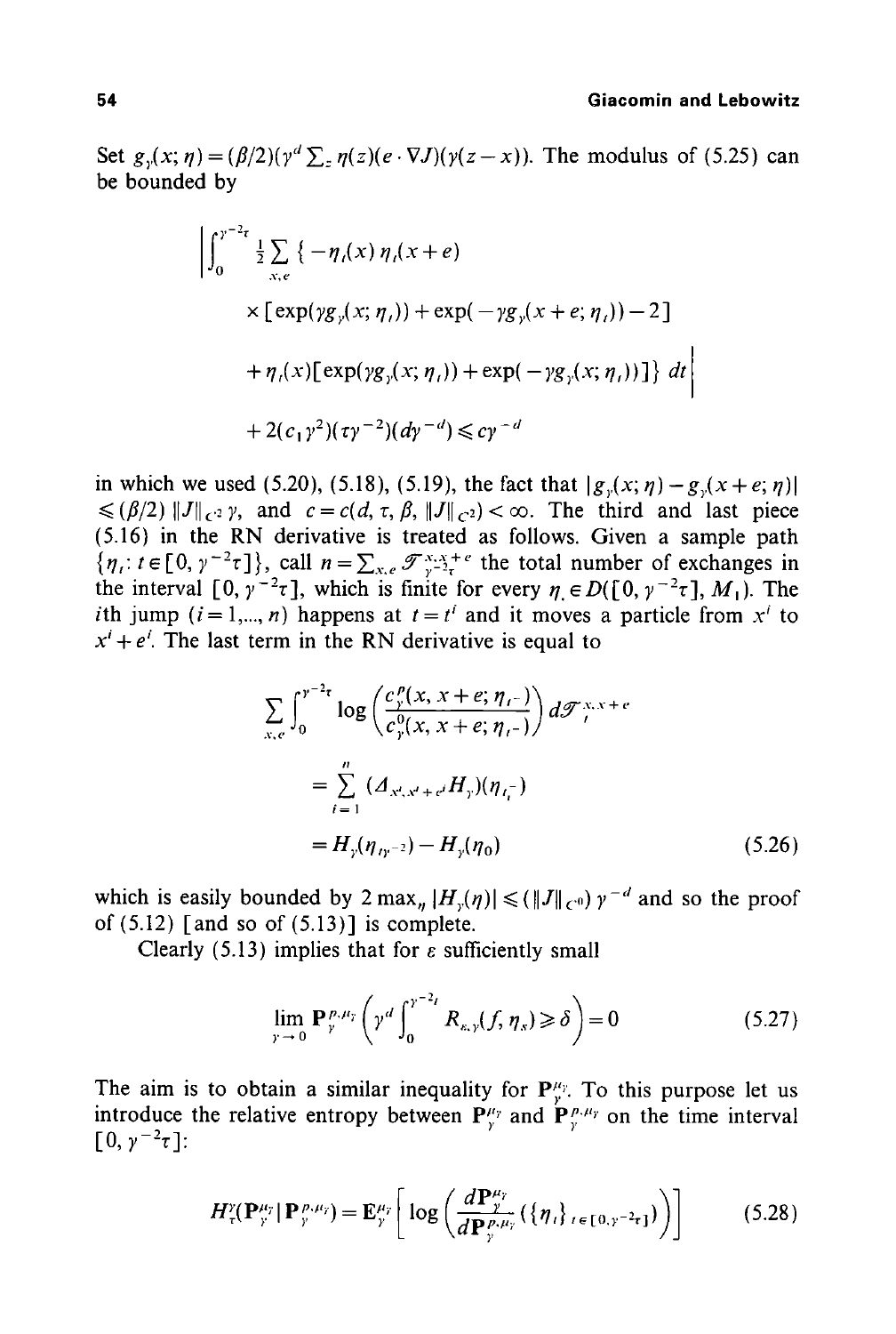Set $g_\gamma(x;\eta) = (\beta/2)(\gamma^d \sum_z \eta(z)(e\cdot\nabla J)(\gamma(z-x))$. The modulus of (5.25) can be bounded by

$$\left| \int_0^{\gamma^{-2}\tau} \tfrac{1}{2}\sum_{x,e} \{ -\eta_t(x)\,\eta_t(x+e) \right.$$
$$\times [\exp(\gamma g_\gamma(x;\eta_t)) + \exp(-\gamma g_\gamma(x+e;\eta_t)) - 2]$$
$$\left. + \eta_t(x)[\exp(\gamma g_\gamma(x;\eta_t)) + \exp(-\gamma g_\gamma(x;\eta_t))]\}\, dt \right|$$
$$+ 2(c_1\gamma^2)(\tau\gamma^{-2})(d\gamma^{-d}) \leqslant c\gamma^{-d}$$

in which we used (5.20), (5.18), (5.19), the fact that $|g_\gamma(x;\eta) - g_\gamma(x+e;\eta)| \leqslant (\beta/2)\,\|J\|_{C^2}\,\gamma$, and $c = c(d,\tau,\beta,\|J\|_{C^2}) < \infty$. The third and last piece (5.16) in the RN derivative is treated as follows. Given a sample path $\{\eta_t : t\in[0,\gamma^{-2}\tau]\}$, call $n = \sum_{x,e} \mathscr{T}^{x,x+e}_{\gamma^{-2}\tau}$ the total number of exchanges in the interval $[0,\gamma^{-2}\tau]$, which is finite for every $\eta_.\in D([0,\gamma^{-2}\tau], M_1)$. The $i$th jump ($i = 1,\dots,n$) happens at $t = t^i$ and it moves a particle from $x^i$ to $x^i + e^i$. The last term in the RN derivative is equal to

$$\sum_{x,e} \int_0^{\gamma^{-2}\tau} \log\left(\frac{c^{\rho}_\gamma(x,x+e;\eta_{t^-})}{c^0_\gamma(x,x+e;\eta_{t^-})}\right) d\mathscr{T}^{x,x+e}_t$$
$$= \sum_{i=1}^{n} (\Delta_{x^i,x^i+e^i} H_\gamma)(\eta_{t^-_i})$$
$$= H_\gamma(\eta_{t_{\gamma^{-2}}}) - H_\gamma(\eta_0) \tag{5.26}$$

which is easily bounded by $2\max_\eta |H_\gamma(\eta)| \leqslant (\|J\|_{C^0})\,\gamma^{-d}$ and so the proof of (5.12) [and so of (5.13)] is complete.

Clearly (5.13) implies that for $\varepsilon$ sufficiently small

$$\lim_{\gamma\to 0} \mathbf{P}^{\rho,\mu_\gamma}_\gamma\left(\gamma^d \int_0^{\gamma^{-2}t} R_{\varepsilon,\gamma}(f,\eta_s) \geqslant \delta\right) = 0 \tag{5.27}$$

The aim is to obtain a similar inequality for $\mathbf{P}^{\mu_\gamma}_\gamma$. To this purpose let us introduce the relative entropy between $\mathbf{P}^{\mu_\gamma}_\gamma$ and $\mathbf{P}^{\rho,\mu_\gamma}_\gamma$ on the time interval $[0,\gamma^{-2}\tau]$:

$$H^\gamma_\tau(\mathbf{P}^{\mu_\gamma}_\gamma \,|\, \mathbf{P}^{\rho,\mu_\gamma}_\gamma) = \mathbf{E}^{\mu_\gamma}_\gamma\left[\log\left(\frac{d\mathbf{P}^{\mu_\gamma}_\gamma}{d\mathbf{P}^{\rho,\mu_\gamma}_\gamma}(\{\eta_t\}_{t\in[0,\gamma^{-2}\tau]})\right)\right] \tag{5.28}$$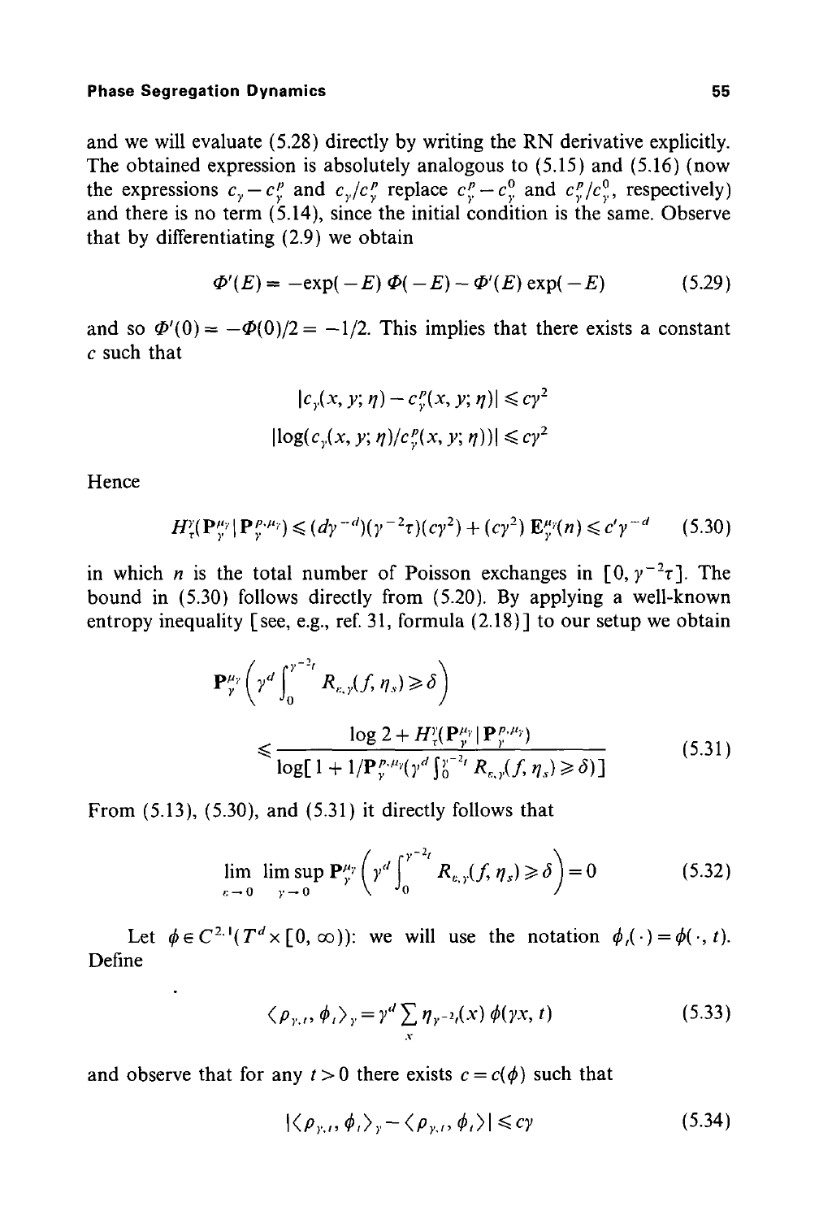and we will evaluate (5.28) directly by writing the RN derivative explicitly. The obtained expression is absolutely analogous to (5.15) and (5.16) (now the expressions $c_\gamma - c_\gamma^p$ and $c_\gamma / c_\gamma^p$ replace $c_\gamma^p - c_\gamma^0$ and $c_\gamma^p / c_\gamma^0$, respectively) and there is no term (5.14), since the initial condition is the same. Observe that by differentiating (2.9) we obtain

$$\Phi'(E) = -\exp(-E)\,\Phi(-E) - \Phi'(E)\exp(-E) \tag{5.29}$$

and so $\Phi'(0) = -\Phi(0)/2 = -1/2$. This implies that there exists a constant $c$ such that

$$|c_\gamma(x, y; \eta) - c_\gamma^p(x, y; \eta)| \leqslant c\gamma^2$$

$$|\log(c_\gamma(x, y; \eta)/c_\gamma^p(x, y; \eta))| \leqslant c\gamma^2$$

Hence

$$H_\tau^\gamma(\mathbf{P}_\gamma^{\mu_\gamma} \mid \mathbf{P}_\gamma^{p,\mu_\gamma}) \leqslant (d\gamma^{-d})(\gamma^{-2}\tau)(c\gamma^2) + (c\gamma^2)\,\mathbf{E}_\gamma^{\mu_\gamma}(n) \leqslant c'\gamma^{-d} \tag{5.30}$$

in which $n$ is the total number of Poisson exchanges in $[0, \gamma^{-2}\tau]$. The bound in (5.30) follows directly from (5.20). By applying a well-known entropy inequality [see, e.g., ref. 31, formula (2.18)] to our setup we obtain

$$\mathbf{P}_\gamma^{\mu_\gamma}\left(\gamma^d \int_0^{\gamma^{-2}t} R_{\varepsilon,\gamma}(f, \eta_s) \geqslant \delta\right) \leqslant \frac{\log 2 + H_\tau^\gamma(\mathbf{P}_\gamma^{\mu_\gamma} \mid \mathbf{P}_\gamma^{p,\mu_\gamma})}{\log[1 + 1/\mathbf{P}_\gamma^{p,\mu_\gamma}(\gamma^d \int_0^{\gamma^{-2}t} R_{\varepsilon,\gamma}(f, \eta_s) \geqslant \delta)]} \tag{5.31}$$

From (5.13), (5.30), and (5.31) it directly follows that

$$\lim_{\varepsilon \to 0} \limsup_{\gamma \to 0} \mathbf{P}_\gamma^{\mu_\gamma}\left(\gamma^d \int_0^{\gamma^{-2}t} R_{\varepsilon,\gamma}(f, \eta_s) \geqslant \delta\right) = 0 \tag{5.32}$$

Let $\phi \in C^{2,1}(T^d \times [0, \infty))$: we will use the notation $\phi_t(\cdot) = \phi(\cdot, t)$. Define

$$\langle \rho_{\gamma,t}, \phi_t \rangle_\gamma = \gamma^d \sum_x \eta_{\gamma^{-2}t}(x)\, \phi(\gamma x, t) \tag{5.33}$$

and observe that for any $t > 0$ there exists $c = c(\phi)$ such that

$$|\langle \rho_{\gamma,t}, \phi_t \rangle_\gamma - \langle \rho_{\gamma,t}, \phi_t \rangle| \leqslant c\gamma \tag{5.34}$$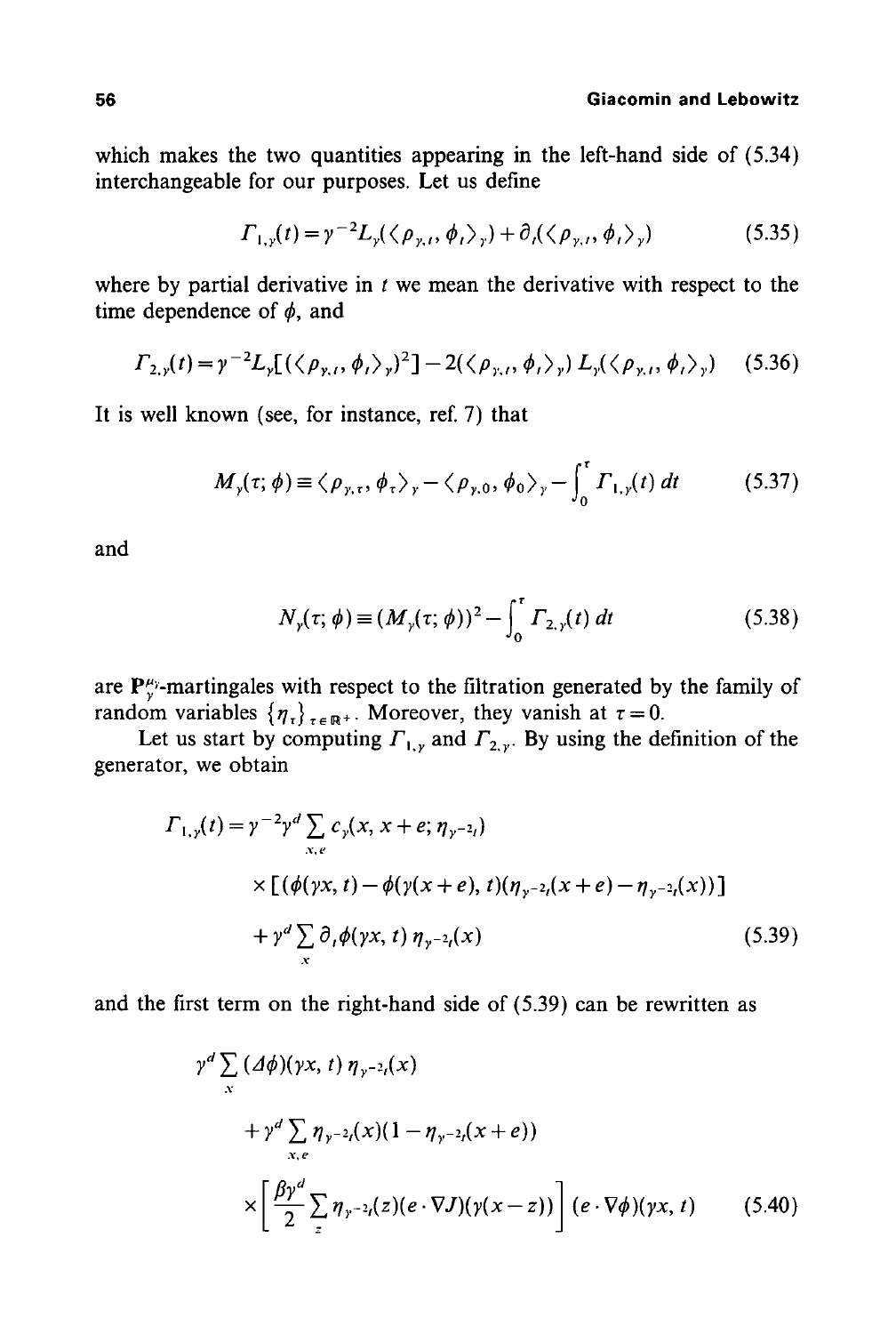which makes the two quantities appearing in the left-hand side of (5.34) interchangeable for our purposes. Let us define

$$\Gamma_{1,\gamma}(t) = \gamma^{-2} L_\gamma(\langle \rho_{\gamma,t}, \phi_t \rangle_\gamma) + \partial_t(\langle \rho_{\gamma,t}, \phi_t \rangle_\gamma) \tag{5.35}$$

where by partial derivative in $t$ we mean the derivative with respect to the time dependence of $\phi$, and

$$\Gamma_{2,\gamma}(t) = \gamma^{-2} L_\gamma[(\langle \rho_{\gamma,t}, \phi_t \rangle_\gamma)^2] - 2(\langle \rho_{\gamma,t}, \phi_t \rangle_\gamma)\, L_\gamma(\langle \rho_{\gamma,t}, \phi_t \rangle_\gamma) \tag{5.36}$$

It is well known (see, for instance, ref. 7) that

$$M_\gamma(\tau; \phi) \equiv \langle \rho_{\gamma,\tau}, \phi_\tau \rangle_\gamma - \langle \rho_{\gamma,0}, \phi_0 \rangle_\gamma - \int_0^\tau \Gamma_{1,\gamma}(t)\, dt \tag{5.37}$$

and

$$N_\gamma(\tau; \phi) \equiv (M_\gamma(\tau; \phi))^2 - \int_0^\tau \Gamma_{2,\gamma}(t)\, dt \tag{5.38}$$

are $\mathbf{P}_\gamma^{\mu_\gamma}$-martingales with respect to the filtration generated by the family of random variables $\{\eta_\tau\}_{\tau \in \mathbb{R}^+}$. Moreover, they vanish at $\tau = 0$.

Let us start by computing $\Gamma_{1,\gamma}$ and $\Gamma_{2,\gamma}$. By using the definition of the generator, we obtain

$$\begin{aligned}
\Gamma_{1,\gamma}(t) = \gamma^{-2}\gamma^d \sum_{x,e} & c_\gamma(x, x+e; \eta_{\gamma^{-2}t}) \\
& \times [(\phi(\gamma x, t) - \phi(\gamma(x+e), t)(\eta_{\gamma^{-2}t}(x+e) - \eta_{\gamma^{-2}t}(x))] \\
& + \gamma^d \sum_x \partial_t \phi(\gamma x, t)\, \eta_{\gamma^{-2}t}(x)
\end{aligned} \tag{5.39}$$

and the first term on the right-hand side of (5.39) can be rewritten as

$$\begin{aligned}
& \gamma^d \sum_x (\Delta\phi)(\gamma x, t)\, \eta_{\gamma^{-2}t}(x) \\
& + \gamma^d \sum_{x,e} \eta_{\gamma^{-2}t}(x)(1 - \eta_{\gamma^{-2}t}(x+e)) \\
& \times \left[ \frac{\beta\gamma^d}{2} \sum_z \eta_{\gamma^{-2}t}(z)(e \cdot \nabla J)(\gamma(x-z)) \right] (e \cdot \nabla\phi)(\gamma x, t)
\end{aligned} \tag{5.40}$$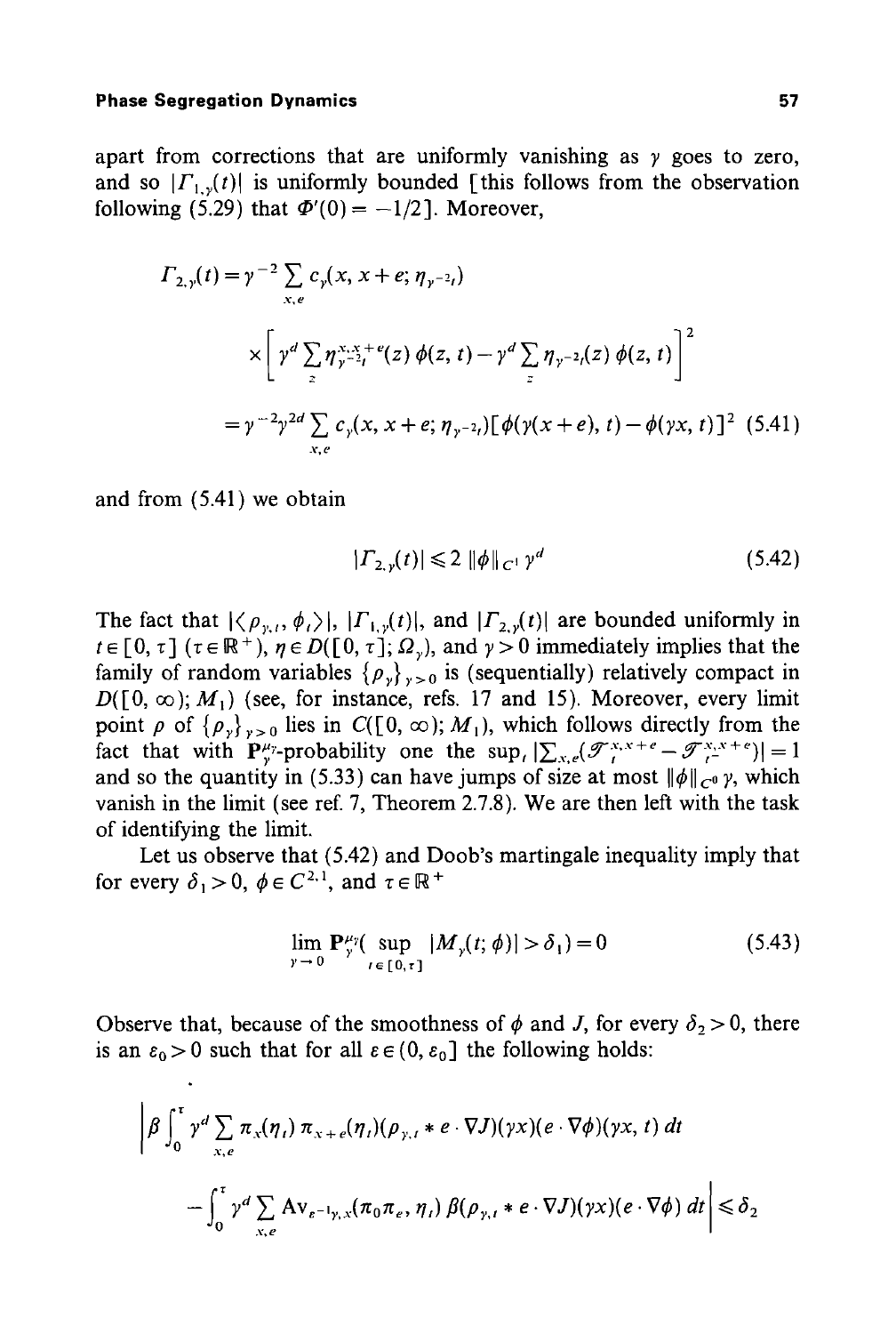apart from corrections that are uniformly vanishing as $\gamma$ goes to zero, and so $|\Gamma_{1,\gamma}(t)|$ is uniformly bounded [this follows from the observation following (5.29) that $\Phi'(0) = -1/2$]. Moreover,

$$\Gamma_{2,\gamma}(t) = \gamma^{-2} \sum_{x,e} c_\gamma(x, x+e; \eta_{\gamma^{-2}t}) \times \left[ \gamma^d \sum_z \eta_{\gamma^{-2}t}^{x,x+e}(z)\, \phi(z,t) - \gamma^d \sum_z \eta_{\gamma^{-2}t}(z)\, \phi(z,t) \right]^2$$

$$= \gamma^{-2}\gamma^{2d} \sum_{x,e} c_\gamma(x, x+e; \eta_{\gamma^{-2}t})[\phi(\gamma(x+e), t) - \phi(\gamma x, t)]^2 \quad (5.41)$$

and from (5.41) we obtain

$$|\Gamma_{2,\gamma}(t)| \leqslant 2\, \|\phi\|_{C^1}\, \gamma^d \quad (5.42)$$

The fact that $|\langle \rho_{\gamma,t}, \phi_t \rangle|$, $|\Gamma_{1,\gamma}(t)|$, and $|\Gamma_{2,\gamma}(t)|$ are bounded uniformly in $t \in [0, \tau]$ ($\tau \in \mathbb{R}^+$), $\eta \in D([0, \tau]; \Omega_\gamma)$, and $\gamma > 0$ immediately implies that the family of random variables $\{\rho_\gamma\}_{\gamma > 0}$ is (sequentially) relatively compact in $D([0, \infty); M_1)$ (see, for instance, refs. 17 and 15). Moreover, every limit point $\rho$ of $\{\rho_\gamma\}_{\gamma > 0}$ lies in $C([0, \infty); M_1)$, which follows directly from the fact that with $\mathbf{P}_\gamma^{\mu_\gamma}$-probability one the $\sup_t |\sum_{x,e} (\mathscr{T}_t^{x,x+e} - \mathscr{T}_{t^-}^{x,x+e})| = 1$ and so the quantity in (5.33) can have jumps of size at most $\|\phi\|_{C^0}\, \gamma$, which vanish in the limit (see ref. 7, Theorem 2.7.8). We are then left with the task of identifying the limit.

Let us observe that (5.42) and Doob's martingale inequality imply that for every $\delta_1 > 0$, $\phi \in C^{2,1}$, and $\tau \in \mathbb{R}^+$

$$\lim_{\gamma \to 0} \mathbf{P}_\gamma^{\mu_\gamma}\big( \sup_{t \in [0,\tau]} |M_\gamma(t; \phi)| > \delta_1 \big) = 0 \quad (5.43)$$

Observe that, because of the smoothness of $\phi$ and $J$, for every $\delta_2 > 0$, there is an $\varepsilon_0 > 0$ such that for all $\varepsilon \in (0, \varepsilon_0]$ the following holds:

$$\left| \beta \int_0^\tau \gamma^d \sum_{x,e} \pi_x(\eta_t)\, \pi_{x+e}(\eta_t) (\rho_{\gamma,t} * e \cdot \nabla J)(\gamma x)(e \cdot \nabla \phi)(\gamma x, t)\, dt \right.$$

$$\left. - \int_0^\tau \gamma^d \sum_{x,e} \mathrm{Av}_{\varepsilon^{-1}\gamma, x}(\pi_0 \pi_e, \eta_t)\, \beta (\rho_{\gamma,t} * e \cdot \nabla J)(\gamma x)(e \cdot \nabla \phi)\, dt \right| \leqslant \delta_2$$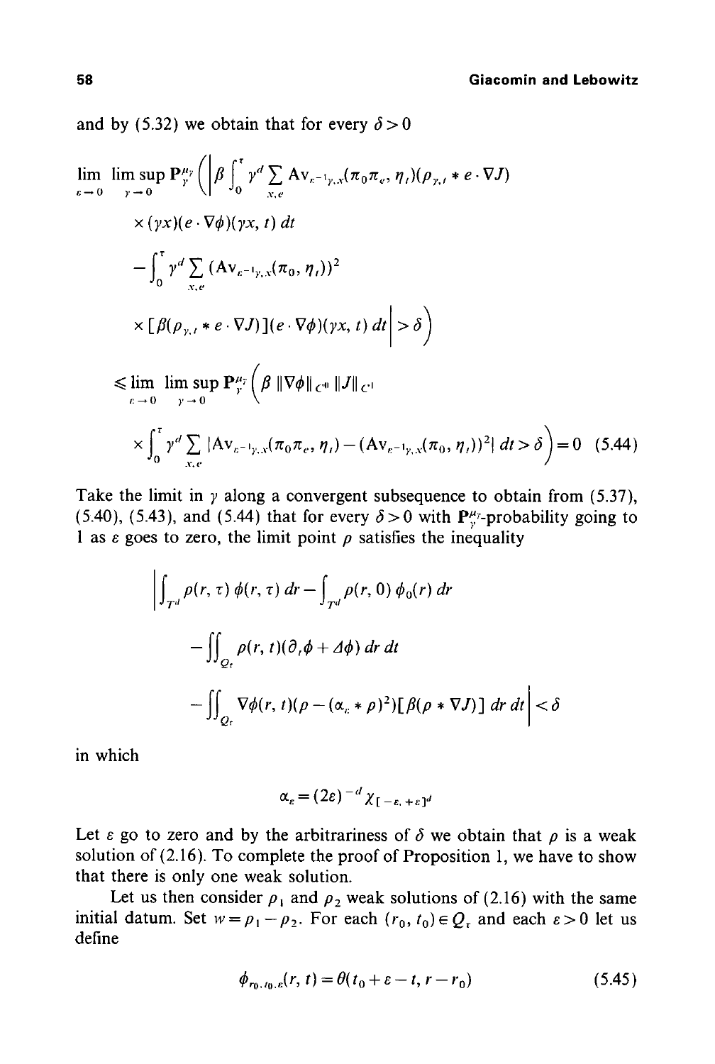and by (5.32) we obtain that for every $\delta > 0$

$$
\begin{aligned}
\lim_{\varepsilon \to 0} \limsup_{\gamma \to 0} \mathbf{P}_{\gamma}^{\mu_\gamma} \Bigg( \Bigg| & \beta \int_0^\tau \gamma^d \sum_{x,e} \mathrm{Av}_{\varepsilon^{-1}\gamma, x}(\pi_0 \pi_e, \eta_t)(\rho_{\gamma,t} * e \cdot \nabla J) \\
& \times (\gamma x)(e \cdot \nabla \phi)(\gamma x, t)\, dt \\
& - \int_0^\tau \gamma^d \sum_{x,e} (\mathrm{Av}_{\varepsilon^{-1}\gamma, x}(\pi_0, \eta_t))^2 \\
& \times [\beta(\rho_{\gamma,t} * e \cdot \nabla J)](e \cdot \nabla \phi)(\gamma x, t)\, dt \Bigg| > \delta \Bigg) \\
\leqslant \lim_{\varepsilon \to 0} \limsup_{\gamma \to 0} \mathbf{P}_{\gamma}^{\mu_\gamma} \Bigg( & \beta \, \|\nabla \phi\|_{C^0} \|J\|_{C^1} \\
& \times \int_0^\tau \gamma^d \sum_{x,e} |\mathrm{Av}_{\varepsilon^{-1}\gamma, x}(\pi_0 \pi_e, \eta_t) - (\mathrm{Av}_{\varepsilon^{-1}\gamma, x}(\pi_0, \eta_t))^2|\, dt > \delta \Bigg) = 0 \quad (5.44)
\end{aligned}
$$

Take the limit in $\gamma$ along a convergent subsequence to obtain from (5.37), (5.40), (5.43), and (5.44) that for every $\delta > 0$ with $\mathbf{P}_{\gamma}^{\mu_\gamma}$-probability going to 1 as $\varepsilon$ goes to zero, the limit point $\rho$ satisfies the inequality

$$
\begin{aligned}
\Bigg| & \int_{T^d} \rho(r, \tau)\, \phi(r, \tau)\, dr - \int_{T^d} \rho(r, 0)\, \phi_0(r)\, dr \\
& - \iint_{Q_\tau} \rho(r, t)(\partial_t \phi + \Delta \phi)\, dr\, dt \\
& - \iint_{Q_\tau} \nabla \phi(r, t)(\rho - (\alpha_\varepsilon * \rho)^2)[\beta(\rho * \nabla J)]\, dr\, dt \Bigg| < \delta
\end{aligned}
$$

in which

$$
\alpha_\varepsilon = (2\varepsilon)^{-d} \chi_{[-\varepsilon, +\varepsilon]^d}
$$

Let $\varepsilon$ go to zero and by the arbitrariness of $\delta$ we obtain that $\rho$ is a weak solution of (2.16). To complete the proof of Proposition 1, we have to show that there is only one weak solution.

Let us then consider $\rho_1$ and $\rho_2$ weak solutions of (2.16) with the same initial datum. Set $w = \rho_1 - \rho_2$. For each $(r_0, t_0) \in Q_\tau$ and each $\varepsilon > 0$ let us define

$$
\phi_{r_0, t_0, \varepsilon}(r, t) = \theta(t_0 + \varepsilon - t, r - r_0) \quad (5.45)
$$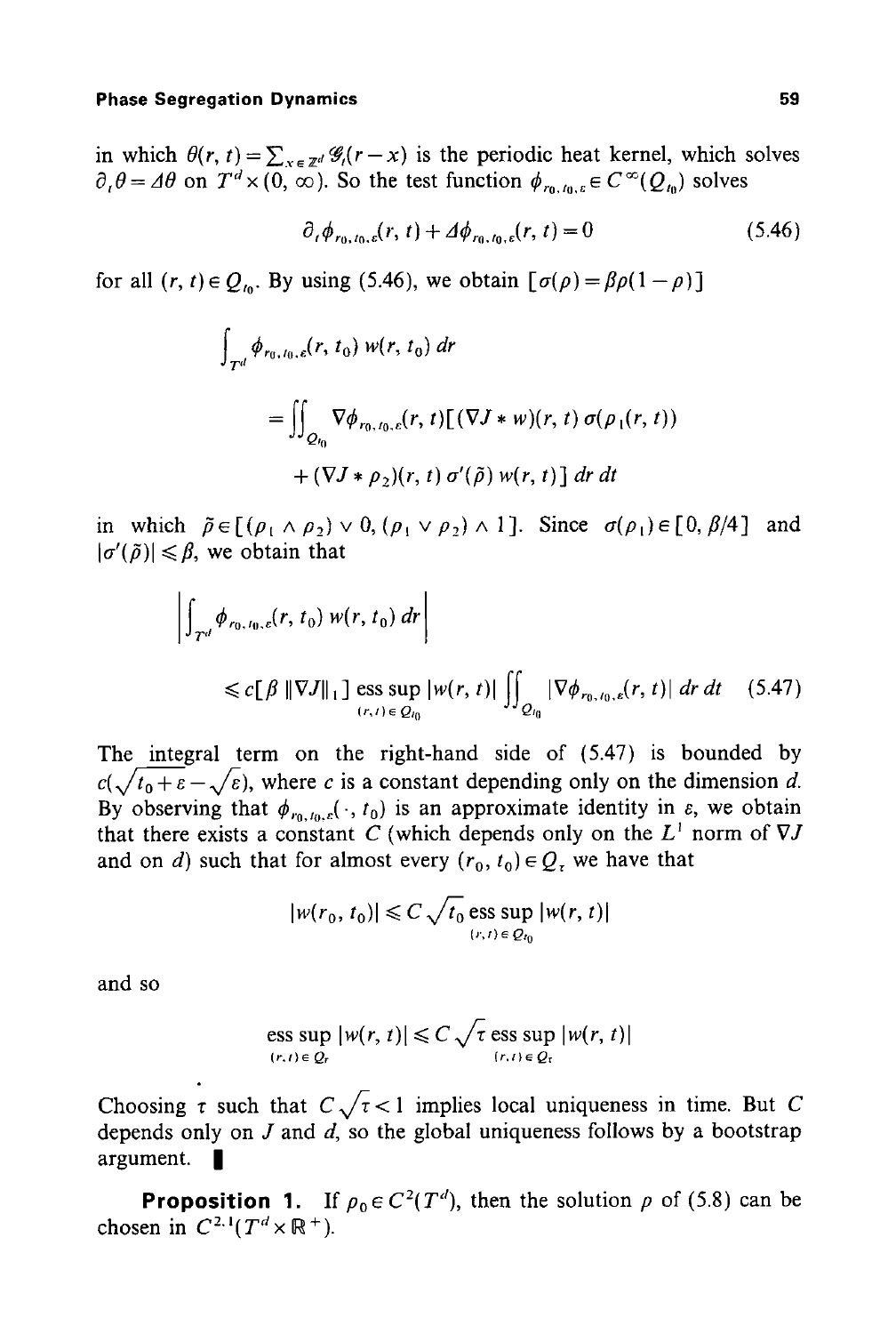in which $\theta(r, t) = \sum_{x \in \mathbb{Z}^d} \mathcal{G}_t(r - x)$ is the periodic heat kernel, which solves $\partial_t \theta = \Delta \theta$ on $T^d \times (0, \infty)$. So the test function $\phi_{r_0, t_0, \varepsilon} \in C^\infty(Q_{t_0})$ solves

$$\partial_t \phi_{r_0, t_0, \varepsilon}(r, t) + \Delta \phi_{r_0, t_0, \varepsilon}(r, t) = 0 \tag{5.46}$$

for all $(r, t) \in Q_{t_0}$. By using (5.46), we obtain $[\sigma(\rho) = \beta \rho(1 - \rho)]$

$$\int_{T^d} \phi_{r_0, t_0, \varepsilon}(r, t_0)\, w(r, t_0)\, dr$$

$$= \iint_{Q_{t_0}} \nabla \phi_{r_0, t_0, \varepsilon}(r, t) [(\nabla J * w)(r, t)\, \sigma(\rho_1(r, t))$$

$$+ (\nabla J * \rho_2)(r, t)\, \sigma'(\tilde{\rho})\, w(r, t)]\, dr\, dt$$

in which $\tilde{\rho} \in [(\rho_1 \wedge \rho_2) \vee 0, (\rho_1 \vee \rho_2) \wedge 1]$. Since $\sigma(\rho_1) \in [0, \beta/4]$ and $|\sigma'(\tilde{\rho})| \leqslant \beta$, we obtain that

$$\left| \int_{T^d} \phi_{r_0, t_0, \varepsilon}(r, t_0)\, w(r, t_0)\, dr \right|$$

$$\leqslant c[\beta\, \|\nabla J\|_1] \operatorname*{ess\,sup}_{(r,t) \in Q_{t_0}} |w(r, t)| \iint_{Q_{t_0}} |\nabla \phi_{r_0, t_0, \varepsilon}(r, t)|\, dr\, dt \tag{5.47}$$

The integral term on the right-hand side of (5.47) is bounded by $c(\sqrt{t_0 + \varepsilon} - \sqrt{\varepsilon})$, where $c$ is a constant depending only on the dimension $d$. By observing that $\phi_{r_0, t_0, \varepsilon}(\cdot, t_0)$ is an approximate identity in $\varepsilon$, we obtain that there exists a constant $C$ (which depends only on the $L^1$ norm of $\nabla J$ and on $d$) such that for almost every $(r_0, t_0) \in Q_\tau$ we have that

$$|w(r_0, t_0)| \leqslant C \sqrt{t_0} \operatorname*{ess\,sup}_{(r,t) \in Q_{t_0}} |w(r, t)|$$

and so

$$\operatorname*{ess\,sup}_{(r,t) \in Q_\tau} |w(r, t)| \leqslant C \sqrt{\tau} \operatorname*{ess\,sup}_{(r,t) \in Q_\tau} |w(r, t)|$$

Choosing $\tau$ such that $C\sqrt{\tau} < 1$ implies local uniqueness in time. But $C$ depends only on $J$ and $d$, so the global uniqueness follows by a bootstrap argument. ∎

**Proposition 1.** If $\rho_0 \in C^2(T^d)$, then the solution $\rho$ of (5.8) can be chosen in $C^{2,1}(T^d \times \mathbb{R}^+)$.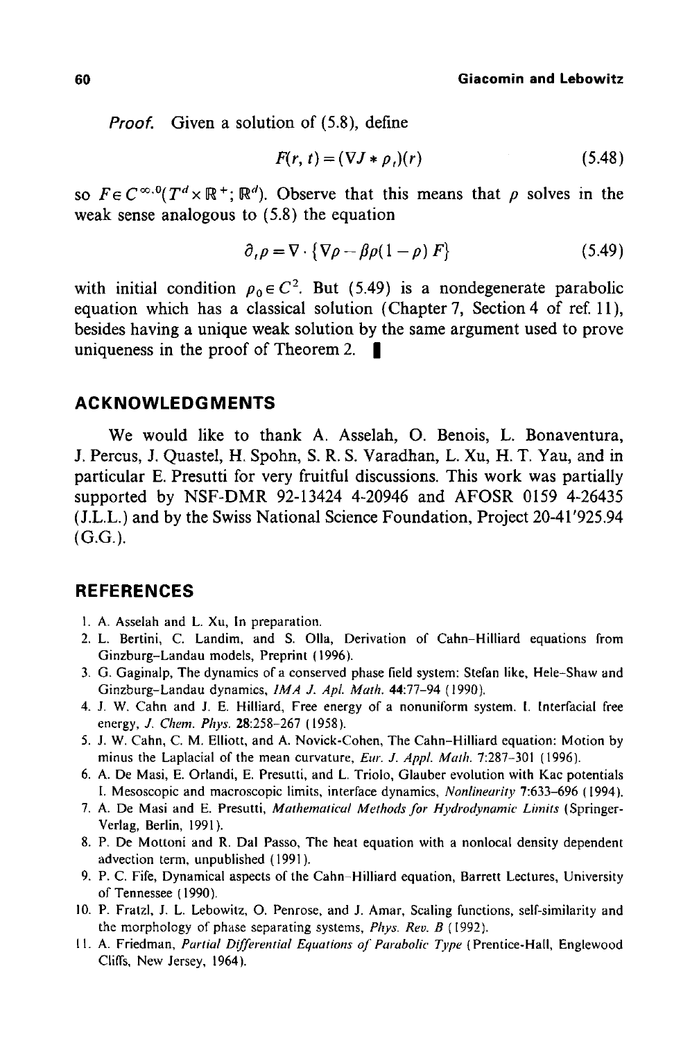*Proof.* Given a solution of (5.8), define

$$F(r, t) = (\nabla J * \rho_t)(r) \tag{5.48}$$

so $F \in C^{\infty, 0}(T^d \times \mathbb{R}^+; \mathbb{R}^d)$. Observe that this means that $\rho$ solves in the weak sense analogous to (5.8) the equation

$$\partial_t \rho = \nabla \cdot \{\nabla \rho - \beta \rho (1 - \rho) F\} \tag{5.49}$$

with initial condition $\rho_0 \in C^2$. But (5.49) is a nondegenerate parabolic equation which has a classical solution (Chapter 7, Section 4 of ref. 11), besides having a unique weak solution by the same argument used to prove uniqueness in the proof of Theorem 2. ∎

## ACKNOWLEDGMENTS

We would like to thank A. Asselah, O. Benois, L. Bonaventura, J. Percus, J. Quastel, H. Spohn, S. R. S. Varadhan, L. Xu, H. T. Yau, and in particular E. Presutti for very fruitful discussions. This work was partially supported by NSF-DMR 92-13424 4-20946 and AFOSR 0159 4-26435 (J.L.L.) and by the Swiss National Science Foundation, Project 20-41'925.94 (G.G.).

## REFERENCES

1. A. Asselah and L. Xu, In preparation.
2. L. Bertini, C. Landim, and S. Olla, Derivation of Cahn–Hilliard equations from Ginzburg–Landau models, Preprint (1996).
3. G. Gaginalp, The dynamics of a conserved phase field system: Stefan like, Hele-Shaw and Ginzburg-Landau dynamics, *IMA J. Apl. Math.* **44**:77–94 (1990).
4. J. W. Cahn and J. E. Hilliard, Free energy of a nonuniform system. I. Interfacial free energy, *J. Chem. Phys.* **28**:258–267 (1958).
5. J. W. Cahn, C. M. Elliott, and A. Novick-Cohen, The Cahn–Hilliard equation: Motion by minus the Laplacial of the mean curvature, *Eur. J. Appl. Math.* 7:287–301 (1996).
6. A. De Masi, E. Orlandi, E. Presutti, and L. Triolo, Glauber evolution with Kac potentials I. Mesoscopic and macroscopic limits, interface dynamics, *Nonlinearity* 7:633–696 (1994).
7. A. De Masi and E. Presutti, *Mathematical Methods for Hydrodynamic Limits* (Springer-Verlag, Berlin, 1991).
8. P. De Mottoni and R. Dal Passo, The heat equation with a nonlocal density dependent advection term, unpublished (1991).
9. P. C. Fife, Dynamical aspects of the Cahn–Hilliard equation, Barrett Lectures, University of Tennessee (1990).
10. P. Fratzl, J. L. Lebowitz, O. Penrose, and J. Amar, Scaling functions, self-similarity and the morphology of phase separating systems, *Phys. Rev. B* (1992).
11. A. Friedman, *Partial Differential Equations of Parabolic Type* (Prentice-Hall, Englewood Cliffs, New Jersey, 1964).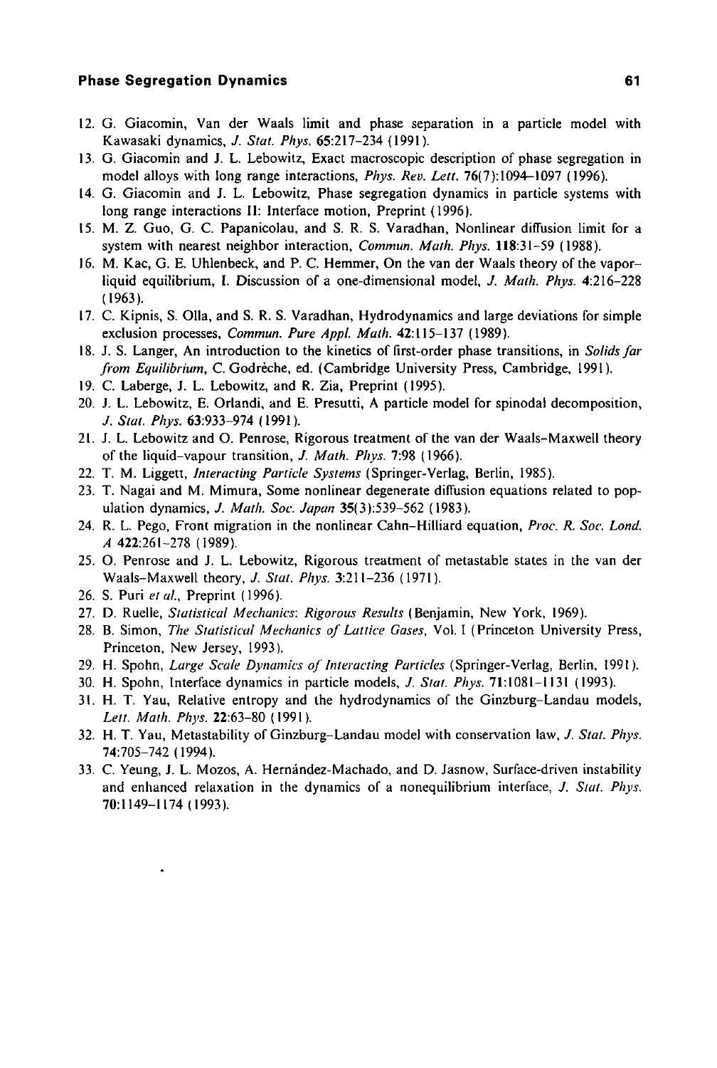12. G. Giacomin, Van der Waals limit and phase separation in a particle model with Kawasaki dynamics, *J. Stat. Phys.* **65**:217–234 (1991).
13. G. Giacomin and J. L. Lebowitz, Exact macroscopic description of phase segregation in model alloys with long range interactions, *Phys. Rev. Lett.* **76**(7):1094–1097 (1996).
14. G. Giacomin and J. L. Lebowitz, Phase segregation dynamics in particle systems with long range interactions II: Interface motion, Preprint (1996).
15. M. Z. Guo, G. C. Papanicolau, and S. R. S. Varadhan, Nonlinear diffusion limit for a system with nearest neighbor interaction, *Commun. Math. Phys.* **118**:31–59 (1988).
16. M. Kac, G. E. Uhlenbeck, and P. C. Hemmer, On the van der Waals theory of the vapor–liquid equilibrium, I. Discussion of a one-dimensional model, *J. Math. Phys.* **4**:216–228 (1963).
17. C. Kipnis, S. Olla, and S. R. S. Varadhan, Hydrodynamics and large deviations for simple exclusion processes, *Commun. Pure Appl. Math.* **42**:115–137 (1989).
18. J. S. Langer, An introduction to the kinetics of first-order phase transitions, in *Solids far from Equilibrium*, C. Godrèche, ed. (Cambridge University Press, Cambridge, 1991).
19. C. Laberge, J. L. Lebowitz, and R. Zia, Preprint (1995).
20. J. L. Lebowitz, E. Orlandi, and E. Presutti, A particle model for spinodal decomposition, *J. Stat. Phys.* **63**:933–974 (1991).
21. J. L. Lebowitz and O. Penrose, Rigorous treatment of the van der Waals–Maxwell theory of the liquid–vapour transition, *J. Math. Phys.* **7**:98 (1966).
22. T. M. Liggett, *Interacting Particle Systems* (Springer-Verlag, Berlin, 1985).
23. T. Nagai and M. Mimura, Some nonlinear degenerate diffusion equations related to population dynamics, *J. Math. Soc. Japan* **35**(3):539–562 (1983).
24. R. L. Pego, Front migration in the nonlinear Cahn–Hilliard equation, *Proc. R. Soc. Lond. A* **422**:261–278 (1989).
25. O. Penrose and J. L. Lebowitz, Rigorous treatment of metastable states in the van der Waals–Maxwell theory, *J. Stat. Phys.* **3**:211–236 (1971).
26. S. Puri *et al.*, Preprint (1996).
27. D. Ruelle, *Statistical Mechanics: Rigorous Results* (Benjamin, New York, 1969).
28. B. Simon, *The Statistical Mechanics of Lattice Gases*, Vol. I (Princeton University Press, Princeton, New Jersey, 1993).
29. H. Spohn, *Large Scale Dynamics of Interacting Particles* (Springer-Verlag, Berlin, 1991).
30. H. Spohn, Interface dynamics in particle models, *J. Stat. Phys.* **71**:1081–1131 (1993).
31. H. T. Yau, Relative entropy and the hydrodynamics of the Ginzburg–Landau models, *Lett. Math. Phys.* **22**:63–80 (1991).
32. H. T. Yau, Metastability of Ginzburg–Landau model with conservation law, *J. Stat. Phys.* **74**:705–742 (1994).
33. C. Yeung, J. L. Mozos, A. Hernández-Machado, and D. Jasnow, Surface-driven instability and enhanced relaxation in the dynamics of a nonequilibrium interface, *J. Stat. Phys.* **70**:1149–1174 (1993).